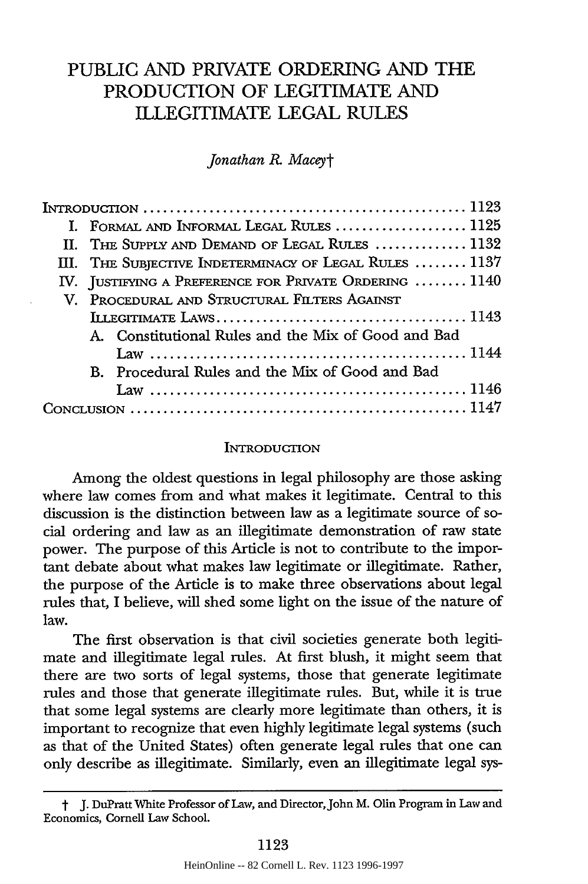# PUBLIC AND PRIVATE ORDERING AND THE PRODUCTION OF LEGITIMATE AND ILLEGITIMATE LEGAL RULES

*Jonathan R. Macey*†

| | |
|---|---|
| INTRODUCTION | 1123 |
| I. FORMAL AND INFORMAL LEGAL RULES | 1125 |
| II. THE SUPPLY AND DEMAND OF LEGAL RULES | 1132 |
| III. THE SUBJECTIVE INDETERMINACY OF LEGAL RULES | 1137 |
| IV. JUSTIFYING A PREFERENCE FOR PRIVATE ORDERING | 1140 |
| V. PROCEDURAL AND STRUCTURAL FILTERS AGAINST ILLEGITIMATE LAWS | 1143 |
| A. Constitutional Rules and the Mix of Good and Bad Law | 1144 |
| B. Procedural Rules and the Mix of Good and Bad Law | 1146 |
| CONCLUSION | 1147 |

## INTRODUCTION

Among the oldest questions in legal philosophy are those asking where law comes from and what makes it legitimate. Central to this discussion is the distinction between law as a legitimate source of social ordering and law as an illegitimate demonstration of raw state power. The purpose of this Article is not to contribute to the important debate about what makes law legitimate or illegitimate. Rather, the purpose of the Article is to make three observations about legal rules that, I believe, will shed some light on the issue of the nature of law.

The first observation is that civil societies generate both legitimate and illegitimate legal rules. At first blush, it might seem that there are two sorts of legal systems, those that generate legitimate rules and those that generate illegitimate rules. But, while it is true that some legal systems are clearly more legitimate than others, it is important to recognize that even highly legitimate legal systems (such as that of the United States) often generate legal rules that one can only describe as illegitimate. Similarly, even an illegitimate legal sys-

† J. DuPratt White Professor of Law, and Director, John M. Olin Program in Law and Economics, Cornell Law School.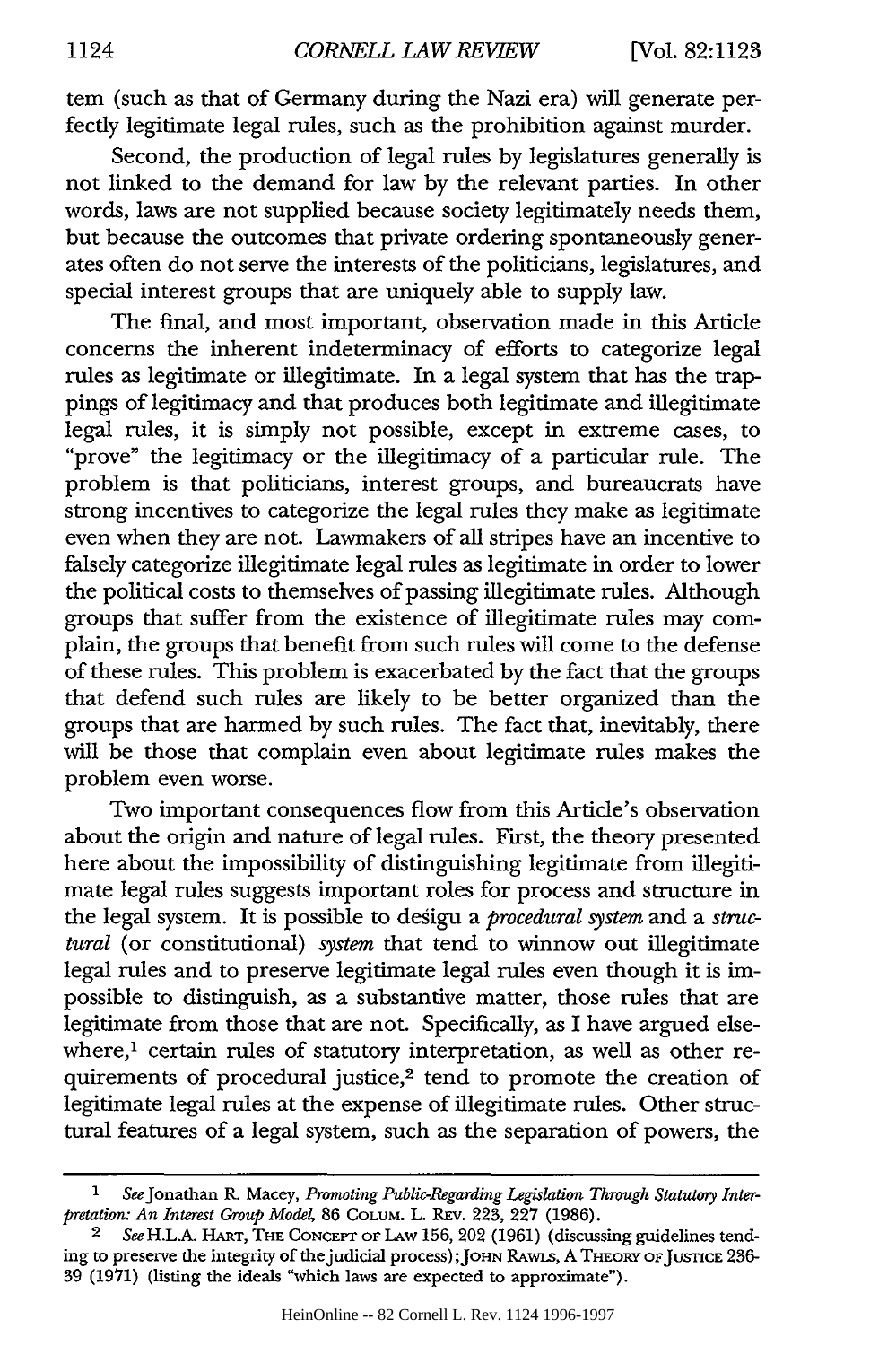tem (such as that of Germany during the Nazi era) will generate perfectly legitimate legal rules, such as the prohibition against murder.

Second, the production of legal rules by legislatures generally is not linked to the demand for law by the relevant parties. In other words, laws are not supplied because society legitimately needs them, but because the outcomes that private ordering spontaneously generates often do not serve the interests of the politicians, legislatures, and special interest groups that are uniquely able to supply law.

The final, and most important, observation made in this Article concerns the inherent indeterminacy of efforts to categorize legal rules as legitimate or illegitimate. In a legal system that has the trappings of legitimacy and that produces both legitimate and illegitimate legal rules, it is simply not possible, except in extreme cases, to "prove" the legitimacy or the illegitimacy of a particular rule. The problem is that politicians, interest groups, and bureaucrats have strong incentives to categorize the legal rules they make as legitimate even when they are not. Lawmakers of all stripes have an incentive to falsely categorize illegitimate legal rules as legitimate in order to lower the political costs to themselves of passing illegitimate rules. Although groups that suffer from the existence of illegitimate rules may complain, the groups that benefit from such rules will come to the defense of these rules. This problem is exacerbated by the fact that the groups that defend such rules are likely to be better organized than the groups that are harmed by such rules. The fact that, inevitably, there will be those that complain even about legitimate rules makes the problem even worse.

Two important consequences flow from this Article's observation about the origin and nature of legal rules. First, the theory presented here about the impossibility of distinguishing legitimate from illegitimate legal rules suggests important roles for process and structure in the legal system. It is possible to design a *procedural system* and a *structural* (or constitutional) *system* that tend to winnow out illegitimate legal rules and to preserve legitimate legal rules even though it is impossible to distinguish, as a substantive matter, those rules that are legitimate from those that are not. Specifically, as I have argued elsewhere,[1] certain rules of statutory interpretation, as well as other requirements of procedural justice,[2] tend to promote the creation of legitimate legal rules at the expense of illegitimate rules. Other structural features of a legal system, such as the separation of powers, the

---

[1] *See* Jonathan R. Macey, *Promoting Public-Regarding Legislation Through Statutory Interpretation: An Interest Group Model*, 86 COLUM. L. REV. 223, 227 (1986).

[2] *See* H.L.A. HART, THE CONCEPT OF LAW 156, 202 (1961) (discussing guidelines tending to preserve the integrity of the judicial process); JOHN RAWLS, A THEORY OF JUSTICE 236-39 (1971) (listing the ideals "which laws are expected to approximate").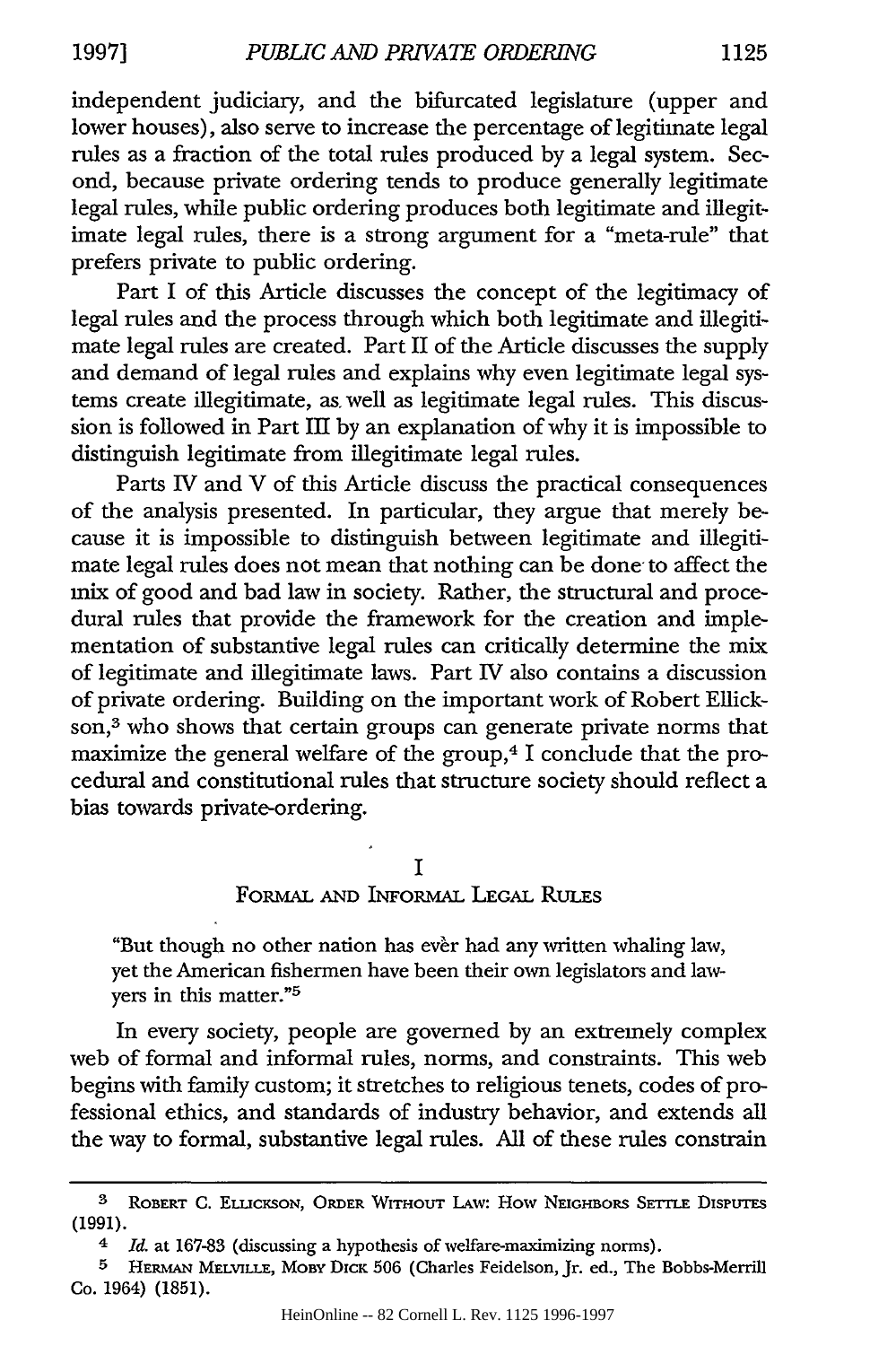independent judiciary, and the bifurcated legislature (upper and lower houses), also serve to increase the percentage of legitimate legal rules as a fraction of the total rules produced by a legal system. Second, because private ordering tends to produce generally legitimate legal rules, while public ordering produces both legitimate and illegitimate legal rules, there is a strong argument for a "meta-rule" that prefers private to public ordering.

Part I of this Article discusses the concept of the legitimacy of legal rules and the process through which both legitimate and illegitimate legal rules are created. Part II of the Article discusses the supply and demand of legal rules and explains why even legitimate legal systems create illegitimate, as well as legitimate legal rules. This discussion is followed in Part III by an explanation of why it is impossible to distinguish legitimate from illegitimate legal rules.

Parts IV and V of this Article discuss the practical consequences of the analysis presented. In particular, they argue that merely because it is impossible to distinguish between legitimate and illegitimate legal rules does not mean that nothing can be done to affect the mix of good and bad law in society. Rather, the structural and procedural rules that provide the framework for the creation and implementation of substantive legal rules can critically determine the mix of legitimate and illegitimate laws. Part IV also contains a discussion of private ordering. Building on the important work of Robert Ellickson,[3] who shows that certain groups can generate private norms that maximize the general welfare of the group,[4] I conclude that the procedural and constitutional rules that structure society should reflect a bias towards private-ordering.

## I
## Formal and Informal Legal Rules

> "But though no other nation has ever had any written whaling law, yet the American fishermen have been their own legislators and lawyers in this matter."[5]

In every society, people are governed by an extremely complex web of formal and informal rules, norms, and constraints. This web begins with family custom; it stretches to religious tenets, codes of professional ethics, and standards of industry behavior, and extends all the way to formal, substantive legal rules. All of these rules constrain

---

[3] Robert C. Ellickson, Order Without Law: How Neighbors Settle Disputes (1991).

[4] *Id.* at 167-83 (discussing a hypothesis of welfare-maximizing norms).

[5] Herman Melville, Moby Dick 506 (Charles Feidelson, Jr. ed., The Bobbs-Merrill Co. 1964) (1851).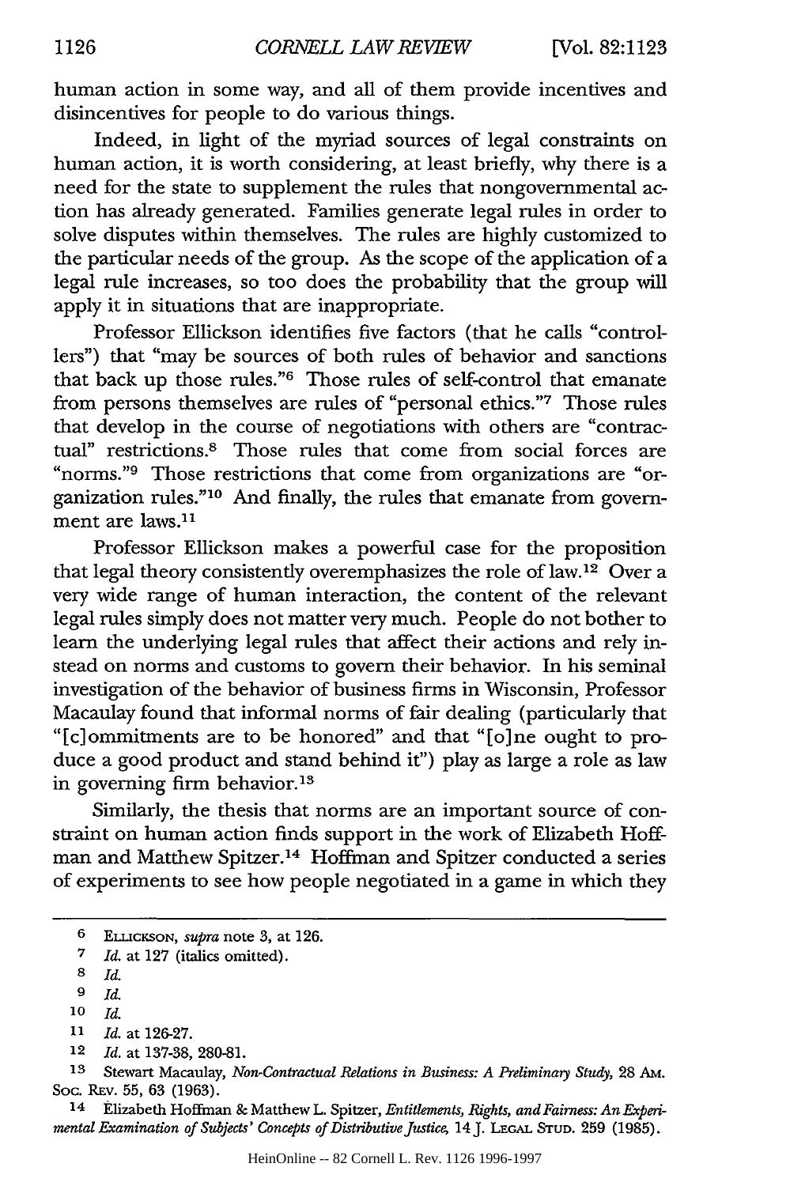human action in some way, and all of them provide incentives and disincentives for people to do various things.

Indeed, in light of the myriad sources of legal constraints on human action, it is worth considering, at least briefly, why there is a need for the state to supplement the rules that nongovernmental action has already generated. Families generate legal rules in order to solve disputes within themselves. The rules are highly customized to the particular needs of the group. As the scope of the application of a legal rule increases, so too does the probability that the group will apply it in situations that are inappropriate.

Professor Ellickson identifies five factors (that he calls "controllers") that "may be sources of both rules of behavior and sanctions that back up those rules."[6] Those rules of self-control that emanate from persons themselves are rules of "personal ethics."[7] Those rules that develop in the course of negotiations with others are "contractual" restrictions.[8] Those rules that come from social forces are "norms."[9] Those restrictions that come from organizations are "organization rules."[10] And finally, the rules that emanate from government are laws.[11]

Professor Ellickson makes a powerful case for the proposition that legal theory consistently overemphasizes the role of law.[12] Over a very wide range of human interaction, the content of the relevant legal rules simply does not matter very much. People do not bother to learn the underlying legal rules that affect their actions and rely instead on norms and customs to govern their behavior. In his seminal investigation of the behavior of business firms in Wisconsin, Professor Macaulay found that informal norms of fair dealing (particularly that "[c]ommitments are to be honored" and that "[o]ne ought to produce a good product and stand behind it") play as large a role as law in governing firm behavior.[13]

Similarly, the thesis that norms are an important source of constraint on human action finds support in the work of Elizabeth Hoffman and Matthew Spitzer.[14] Hoffman and Spitzer conducted a series of experiments to see how people negotiated in a game in which they

---

6 ELLICKSON, *supra* note 3, at 126.

7 *Id.* at 127 (italics omitted).

8 *Id.*

9 *Id.*

10 *Id.*

11 *Id.* at 126-27.

12 *Id.* at 137-38, 280-81.

13 Stewart Macaulay, *Non-Contractual Relations in Business: A Preliminary Study*, 28 AM. SOC. REV. 55, 63 (1963).

14 Elizabeth Hoffman & Matthew L. Spitzer, *Entitlements, Rights, and Fairness: An Experimental Examination of Subjects' Concepts of Distributive Justice*, 14 J. LEGAL STUD. 259 (1985).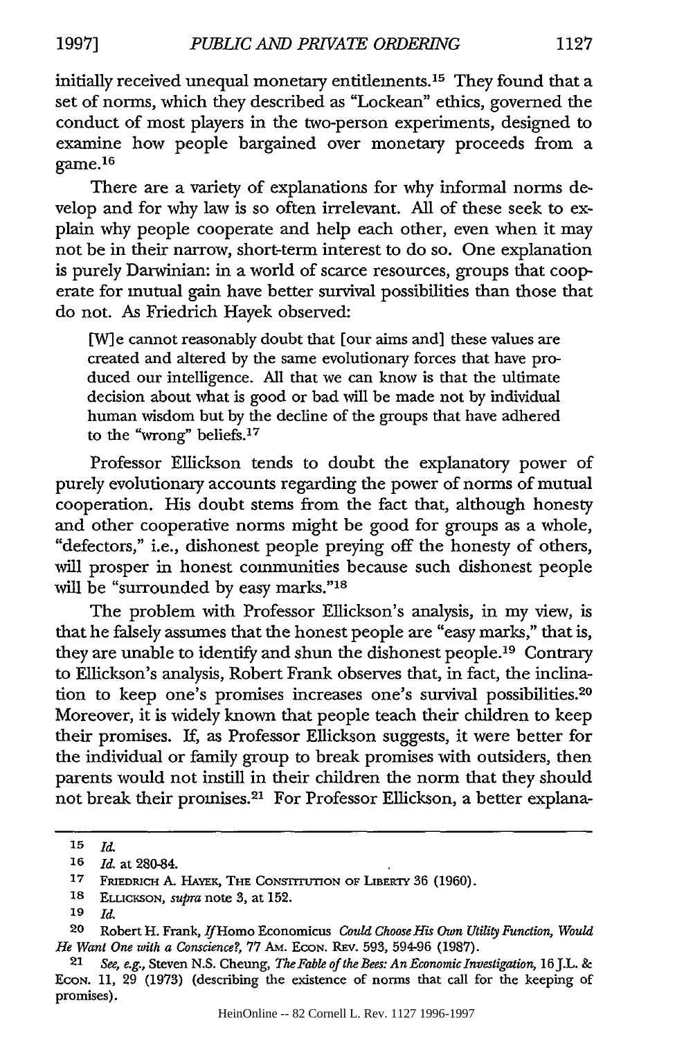initially received unequal monetary entitlements.[15] They found that a set of norms, which they described as "Lockean" ethics, governed the conduct of most players in the two-person experiments, designed to examine how people bargained over monetary proceeds from a game.[16]

There are a variety of explanations for why informal norms develop and for why law is so often irrelevant. All of these seek to explain why people cooperate and help each other, even when it may not be in their narrow, short-term interest to do so. One explanation is purely Darwinian: in a world of scarce resources, groups that cooperate for mutual gain have better survival possibilities than those that do not. As Friedrich Hayek observed:

> [W]e cannot reasonably doubt that [our aims and] these values are created and altered by the same evolutionary forces that have produced our intelligence. All that we can know is that the ultimate decision about what is good or bad will be made not by individual human wisdom but by the decline of the groups that have adhered to the "wrong" beliefs.[17]

Professor Ellickson tends to doubt the explanatory power of purely evolutionary accounts regarding the power of norms of mutual cooperation. His doubt stems from the fact that, although honesty and other cooperative norms might be good for groups as a whole, "defectors," i.e., dishonest people preying off the honesty of others, will prosper in honest communities because such dishonest people will be "surrounded by easy marks."[18]

The problem with Professor Ellickson's analysis, in my view, is that he falsely assumes that the honest people are "easy marks," that is, they are unable to identify and shun the dishonest people.[19] Contrary to Ellickson's analysis, Robert Frank observes that, in fact, the inclination to keep one's promises increases one's survival possibilities.[20] Moreover, it is widely known that people teach their children to keep their promises. If, as Professor Ellickson suggests, it were better for the individual or family group to break promises with outsiders, then parents would not instill in their children the norm that they should not break their promises.[21] For Professor Ellickson, a better explana-

---

15 *Id.*

16 *Id.* at 280-84.

17 FRIEDRICH A. HAYEK, THE CONSTITUTION OF LIBERTY 36 (1960).

18 ELLICKSON, *supra* note 3, at 152.

19 *Id.*

20 Robert H. Frank, *If* Homo Economicus *Could Choose His Own Utility Function, Would He Want One with a Conscience?*, 77 AM. ECON. REV. 593, 594-96 (1987).

21 *See, e.g.*, Steven N.S. Cheung, *The Fable of the Bees: An Economic Investigation*, 16 J.L. & ECON. 11, 29 (1973) (describing the existence of norms that call for the keeping of promises).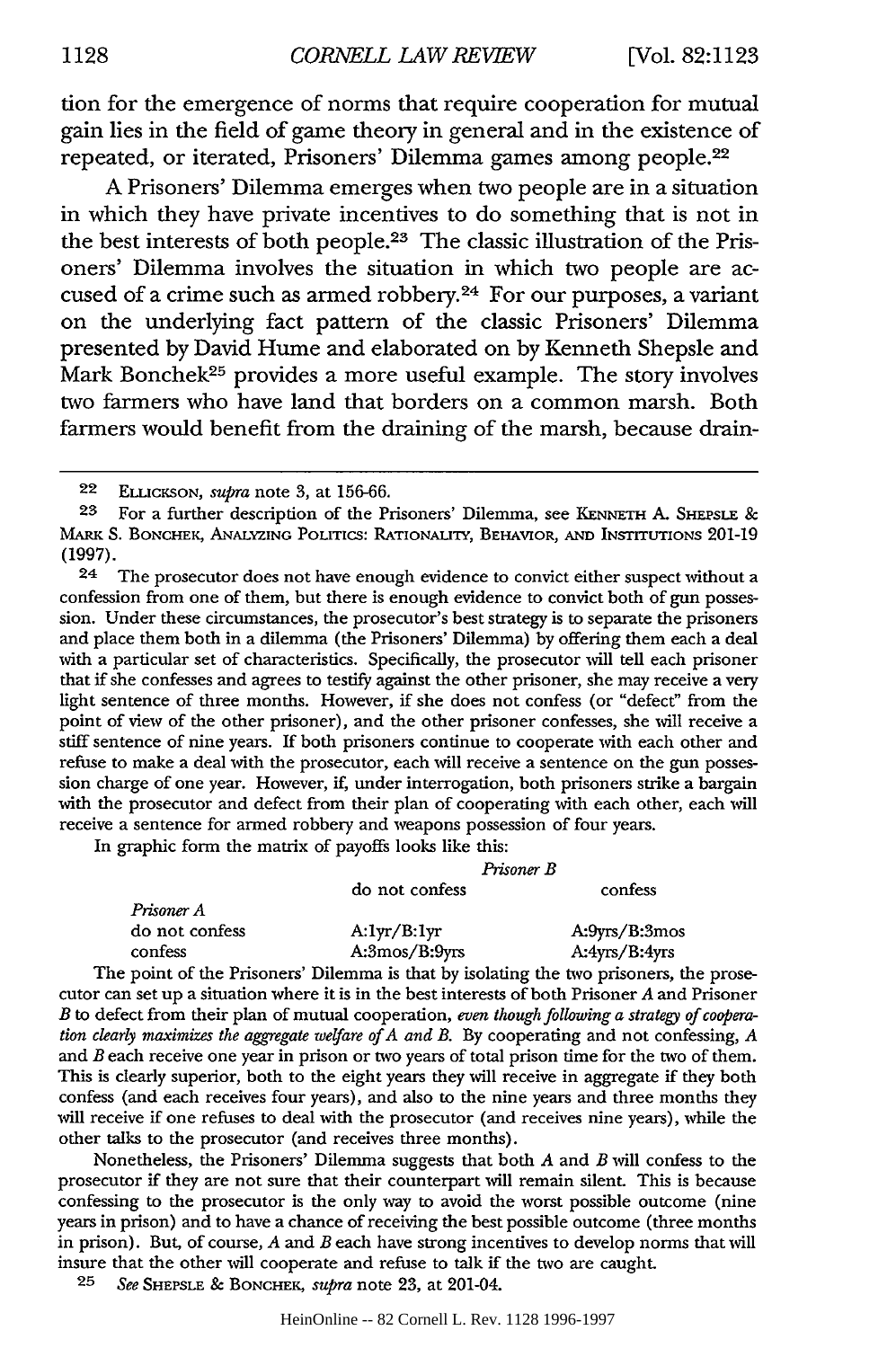tion for the emergence of norms that require cooperation for mutual gain lies in the field of game theory in general and in the existence of repeated, or iterated, Prisoners' Dilemma games among people.[22]

A Prisoners' Dilemma emerges when two people are in a situation in which they have private incentives to do something that is not in the best interests of both people.[23] The classic illustration of the Prisoners' Dilemma involves the situation in which two people are accused of a crime such as armed robbery.[24] For our purposes, a variant on the underlying fact pattern of the classic Prisoners' Dilemma presented by David Hume and elaborated on by Kenneth Shepsle and Mark Bonchek[25] provides a more useful example. The story involves two farmers who have land that borders on a common marsh. Both farmers would benefit from the draining of the marsh, because drain-

---

[22] ELLICKSON, *supra* note 3, at 156-66.

[23] For a further description of the Prisoners' Dilemma, see KENNETH A. SHEPSLE & MARK S. BONCHEK, ANALYZING POLITICS: RATIONALITY, BEHAVIOR, AND INSTITUTIONS 201-19 (1997).

[24] The prosecutor does not have enough evidence to convict either suspect without a confession from one of them, but there is enough evidence to convict both of gun possession. Under these circumstances, the prosecutor's best strategy is to separate the prisoners and place them both in a dilemma (the Prisoners' Dilemma) by offering them each a deal with a particular set of characteristics. Specifically, the prosecutor will tell each prisoner that if she confesses and agrees to testify against the other prisoner, she may receive a very light sentence of three months. However, if she does not confess (or "defect" from the point of view of the other prisoner), and the other prisoner confesses, she will receive a stiff sentence of nine years. If both prisoners continue to cooperate with each other and refuse to make a deal with the prosecutor, each will receive a sentence on the gun possession charge of one year. However, if, under interrogation, both prisoners strike a bargain with the prosecutor and defect from their plan of cooperating with each other, each will receive a sentence for armed robbery and weapons possession of four years.

In graphic form the matrix of payoffs looks like this:

| | *Prisoner B* | |
|---|---|---|
| | do not confess | confess |
| *Prisoner A* | | |
| do not confess | A:1yr/B:1yr | A:9yrs/B:3mos |
| confess | A:3mos/B:9yrs | A:4yrs/B:4yrs |

The point of the Prisoners' Dilemma is that by isolating the two prisoners, the prosecutor can set up a situation where it is in the best interests of both Prisoner *A* and Prisoner *B* to defect from their plan of mutual cooperation, *even though following a strategy of cooperation clearly maximizes the aggregate welfare of A and B.* By cooperating and not confessing, *A* and *B* each receive one year in prison or two years of total prison time for the two of them. This is clearly superior, both to the eight years they will receive in aggregate if they both confess (and each receives four years), and also to the nine years and three months they will receive if one refuses to deal with the prosecutor (and receives nine years), while the other talks to the prosecutor (and receives three months).

Nonetheless, the Prisoners' Dilemma suggests that both *A* and *B* will confess to the prosecutor if they are not sure that their counterpart will remain silent. This is because confessing to the prosecutor is the only way to avoid the worst possible outcome (nine years in prison) and to have a chance of receiving the best possible outcome (three months in prison). But, of course, *A* and *B* each have strong incentives to develop norms that will insure that the other will cooperate and refuse to talk if the two are caught.

[25] *See* SHEPSLE & BONCHEK, *supra* note 23, at 201-04.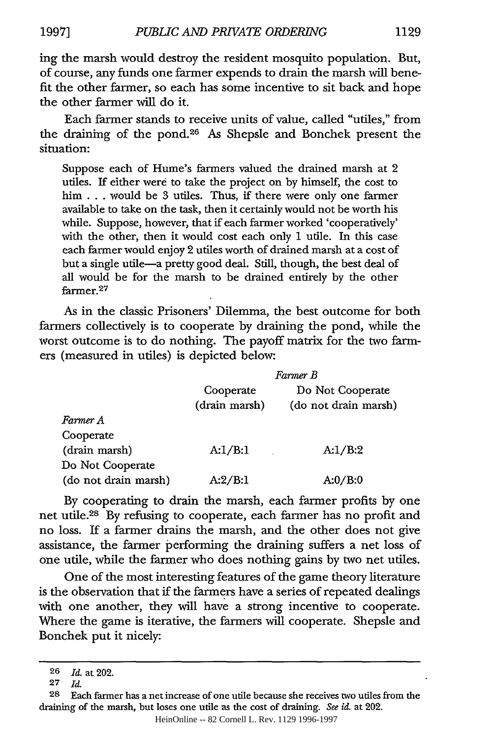ing the marsh would destroy the resident mosquito population. But, of course, any funds one farmer expends to drain the marsh will benefit the other farmer, so each has some incentive to sit back and hope the other farmer will do it.

Each farmer stands to receive units of value, called "utiles," from the draining of the pond.[26] As Shepsle and Bonchek present the situation:

> Suppose each of Hume's farmers valued the drained marsh at 2 utiles. If either were to take the project on by himself, the cost to him . . . would be 3 utiles. Thus, if there were only one farmer available to take on the task, then it certainly would not be worth his while. Suppose, however, that if each farmer worked 'cooperatively' with the other, then it would cost each only 1 utile. In this case each farmer would enjoy 2 utiles worth of drained marsh at a cost of but a single utile—a pretty good deal. Still, though, the best deal of all would be for the marsh to be drained entirely by the other farmer.[27]

As in the classic Prisoners' Dilemma, the best outcome for both farmers collectively is to cooperate by draining the pond, while the worst outcome is to do nothing. The payoff matrix for the two farmers (measured in utiles) is depicted below:

| | *Farmer B* | |
|---|---|---|
| | Cooperate (drain marsh) | Do Not Cooperate (do not drain marsh) |
| *Farmer A* | | |
| Cooperate (drain marsh) | A:1/B:1 | A:1/B:2 |
| Do Not Cooperate (do not drain marsh) | A:2/B:1 | A:0/B:0 |

By cooperating to drain the marsh, each farmer profits by one net utile.[28] By refusing to cooperate, each farmer has no profit and no loss. If a farmer drains the marsh, and the other does not give assistance, the farmer performing the draining suffers a net loss of one utile, while the farmer who does nothing gains by two net utiles.

One of the most interesting features of the game theory literature is the observation that if the farmers have a series of repeated dealings with one another, they will have a strong incentive to cooperate. Where the game is iterative, the farmers will cooperate. Shepsle and Bonchek put it nicely:

---

[26] *Id.* at 202.

[27] *Id.*

[28] Each farmer has a net increase of one utile because she receives two utiles from the draining of the marsh, but loses one utile as the cost of draining. *See id.* at 202.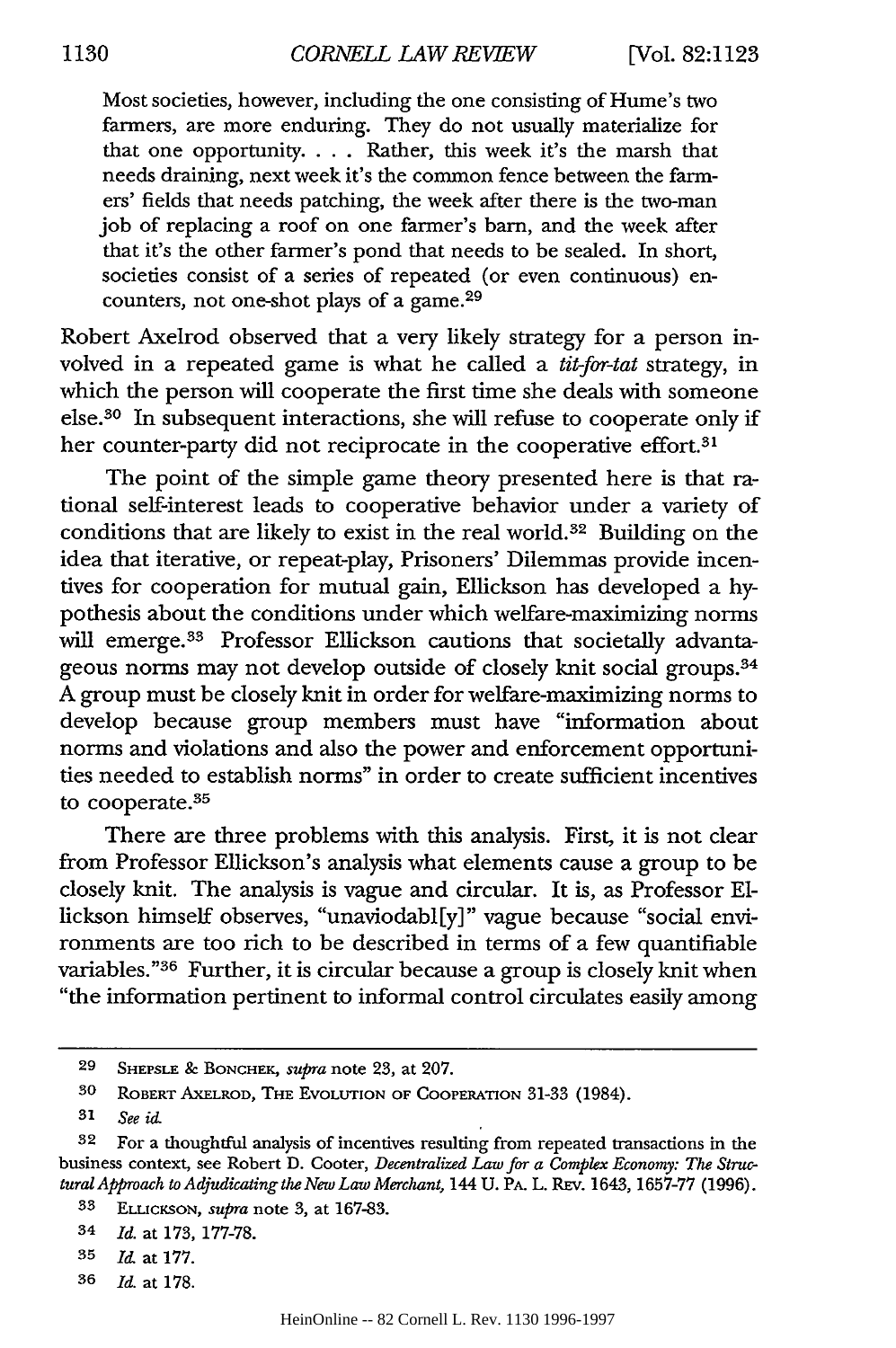> Most societies, however, including the one consisting of Hume's two farmers, are more enduring. They do not usually materialize for that one opportunity. . . . Rather, this week it's the marsh that needs draining, next week it's the common fence between the farmers' fields that needs patching, the week after there is the two-man job of replacing a roof on one farmer's barn, and the week after that it's the other farmer's pond that needs to be sealed. In short, societies consist of a series of repeated (or even continuous) encounters, not one-shot plays of a game.[29]

Robert Axelrod observed that a very likely strategy for a person involved in a repeated game is what he called a *tit-for-tat* strategy, in which the person will cooperate the first time she deals with someone else.[30] In subsequent interactions, she will refuse to cooperate only if her counter-party did not reciprocate in the cooperative effort.[31]

The point of the simple game theory presented here is that rational self-interest leads to cooperative behavior under a variety of conditions that are likely to exist in the real world.[32] Building on the idea that iterative, or repeat-play, Prisoners' Dilemmas provide incentives for cooperation for mutual gain, Ellickson has developed a hypothesis about the conditions under which welfare-maximizing norms will emerge.[33] Professor Ellickson cautions that societally advantageous norms may not develop outside of closely knit social groups.[34] A group must be closely knit in order for welfare-maximizing norms to develop because group members must have "information about norms and violations and also the power and enforcement opportunities needed to establish norms" in order to create sufficient incentives to cooperate.[35]

There are three problems with this analysis. First, it is not clear from Professor Ellickson's analysis what elements cause a group to be closely knit. The analysis is vague and circular. It is, as Professor Ellickson himself observes, "unaviodabl[y]" vague because "social environments are too rich to be described in terms of a few quantifiable variables."[36] Further, it is circular because a group is closely knit when "the information pertinent to informal control circulates easily among

---

29 SHEPSLE & BONCHEK, *supra* note 23, at 207.

30 ROBERT AXELROD, THE EVOLUTION OF COOPERATION 31-33 (1984).

31 *See id.*

32 For a thoughtful analysis of incentives resulting from repeated transactions in the business context, see Robert D. Cooter, *Decentralized Law for a Complex Economy: The Structural Approach to Adjudicating the New Law Merchant*, 144 U. PA. L. REV. 1643, 1657-77 (1996).

33 ELLICKSON, *supra* note 3, at 167-83.

34 *Id.* at 173, 177-78.

35 *Id.* at 177.

36 *Id.* at 178.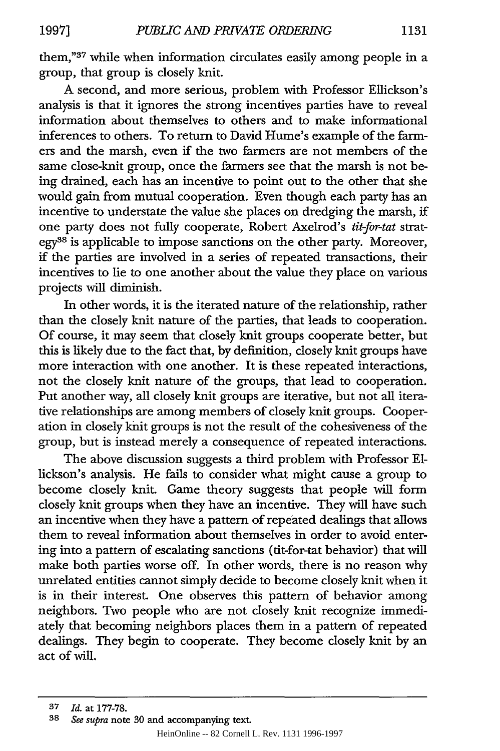them,"[37] while when information circulates easily among people in a group, that group is closely knit.

A second, and more serious, problem with Professor Ellickson's analysis is that it ignores the strong incentives parties have to reveal information about themselves to others and to make informational inferences to others. To return to David Hume's example of the farmers and the marsh, even if the two farmers are not members of the same close-knit group, once the farmers see that the marsh is not being drained, each has an incentive to point out to the other that she would gain from mutual cooperation. Even though each party has an incentive to understate the value she places on dredging the marsh, if one party does not fully cooperate, Robert Axelrod's *tit-for-tat* strategy[38] is applicable to impose sanctions on the other party. Moreover, if the parties are involved in a series of repeated transactions, their incentives to lie to one another about the value they place on various projects will diminish.

In other words, it is the iterated nature of the relationship, rather than the closely knit nature of the parties, that leads to cooperation. Of course, it may seem that closely knit groups cooperate better, but this is likely due to the fact that, by definition, closely knit groups have more interaction with one another. It is these repeated interactions, not the closely knit nature of the groups, that lead to cooperation. Put another way, all closely knit groups are iterative, but not all iterative relationships are among members of closely knit groups. Cooperation in closely knit groups is not the result of the cohesiveness of the group, but is instead merely a consequence of repeated interactions.

The above discussion suggests a third problem with Professor Ellickson's analysis. He fails to consider what might cause a group to become closely knit. Game theory suggests that people will form closely knit groups when they have an incentive. They will have such an incentive when they have a pattern of repeated dealings that allows them to reveal information about themselves in order to avoid entering into a pattern of escalating sanctions (tit-for-tat behavior) that will make both parties worse off. In other words, there is no reason why unrelated entities cannot simply decide to become closely knit when it is in their interest. One observes this pattern of behavior among neighbors. Two people who are not closely knit recognize immediately that becoming neighbors places them in a pattern of repeated dealings. They begin to cooperate. They become closely knit by an act of will.

---

[37] *Id.* at 177-78.

[38] *See supra* note 30 and accompanying text.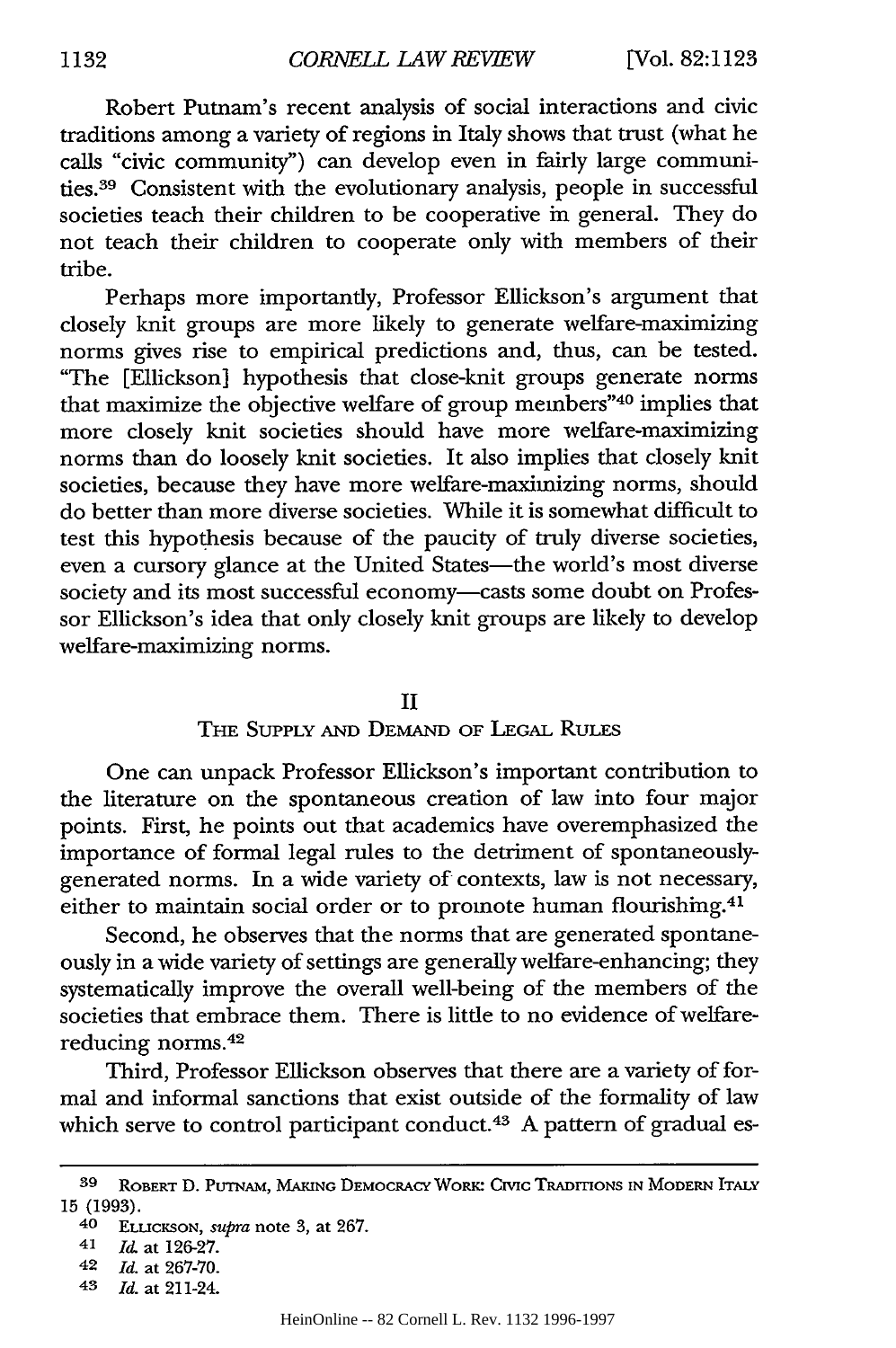Robert Putnam's recent analysis of social interactions and civic traditions among a variety of regions in Italy shows that trust (what he calls "civic community") can develop even in fairly large communities.[39] Consistent with the evolutionary analysis, people in successful societies teach their children to be cooperative in general. They do not teach their children to cooperate only with members of their tribe.

Perhaps more importantly, Professor Ellickson's argument that closely knit groups are more likely to generate welfare-maximizing norms gives rise to empirical predictions and, thus, can be tested. "The [Ellickson] hypothesis that close-knit groups generate norms that maximize the objective welfare of group members"[40] implies that more closely knit societies should have more welfare-maximizing norms than do loosely knit societies. It also implies that closely knit societies, because they have more welfare-maximizing norms, should do better than more diverse societies. While it is somewhat difficult to test this hypothesis because of the paucity of truly diverse societies, even a cursory glance at the United States—the world's most diverse society and its most successful economy—casts some doubt on Professor Ellickson's idea that only closely knit groups are likely to develop welfare-maximizing norms.

## II

## The Supply and Demand of Legal Rules

One can unpack Professor Ellickson's important contribution to the literature on the spontaneous creation of law into four major points. First, he points out that academics have overemphasized the importance of formal legal rules to the detriment of spontaneously-generated norms. In a wide variety of contexts, law is not necessary, either to maintain social order or to promote human flourishing.[41]

Second, he observes that the norms that are generated spontaneously in a wide variety of settings are generally welfare-enhancing; they systematically improve the overall well-being of the members of the societies that embrace them. There is little to no evidence of welfare-reducing norms.[42]

Third, Professor Ellickson observes that there are a variety of formal and informal sanctions that exist outside of the formality of law which serve to control participant conduct.[43] A pattern of gradual es-

---

[39] Robert D. Putnam, Making Democracy Work: Civic Traditions in Modern Italy 15 (1993).

[40] Ellickson, *supra* note 3, at 267.

[41] *Id.* at 126-27.

[42] *Id.* at 267-70.

[43] *Id.* at 211-24.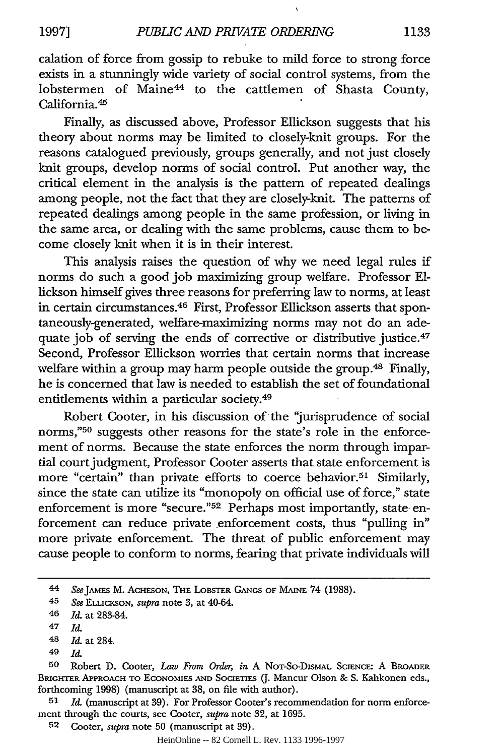calation of force from gossip to rebuke to mild force to strong force exists in a stunningly wide variety of social control systems, from the lobstermen of Maine[44] to the cattlemen of Shasta County, California.[45]

Finally, as discussed above, Professor Ellickson suggests that his theory about norms may be limited to closely-knit groups. For the reasons catalogued previously, groups generally, and not just closely knit groups, develop norms of social control. Put another way, the critical element in the analysis is the pattern of repeated dealings among people, not the fact that they are closely-knit. The patterns of repeated dealings among people in the same profession, or living in the same area, or dealing with the same problems, cause them to become closely knit when it is in their interest.

This analysis raises the question of why we need legal rules if norms do such a good job maximizing group welfare. Professor Ellickson himself gives three reasons for preferring law to norms, at least in certain circumstances.[46] First, Professor Ellickson asserts that spontaneously-generated, welfare-maximizing norms may not do an adequate job of serving the ends of corrective or distributive justice.[47] Second, Professor Ellickson worries that certain norms that increase welfare within a group may harm people outside the group.[48] Finally, he is concerned that law is needed to establish the set of foundational entitlements within a particular society.[49]

Robert Cooter, in his discussion of the "jurisprudence of social norms,"[50] suggests other reasons for the state's role in the enforcement of norms. Because the state enforces the norm through impartial court judgment, Professor Cooter asserts that state enforcement is more "certain" than private efforts to coerce behavior.[51] Similarly, since the state can utilize its "monopoly on official use of force," state enforcement is more "secure."[52] Perhaps most importantly, state enforcement can reduce private enforcement costs, thus "pulling in" more private enforcement. The threat of public enforcement may cause people to conform to norms, fearing that private individuals will

---

44 *See* James M. Acheson, The Lobster Gangs of Maine 74 (1988).

45 *See* Ellickson, *supra* note 3, at 40-64.

46 *Id.* at 283-84.

47 *Id.*

48 *Id.* at 284.

49 *Id.*

50 Robert D. Cooter, *Law From Order*, *in* A Not-So-Dismal Science: A Broader Brighter Approach to Economies and Societies (J. Mancur Olson & S. Kahkonen eds., forthcoming 1998) (manuscript at 38, on file with author).

51 *Id.* (manuscript at 39). For Professor Cooter's recommendation for norm enforcement through the courts, see Cooter, *supra* note 32, at 1695.

52 Cooter, *supra* note 50 (manuscript at 39).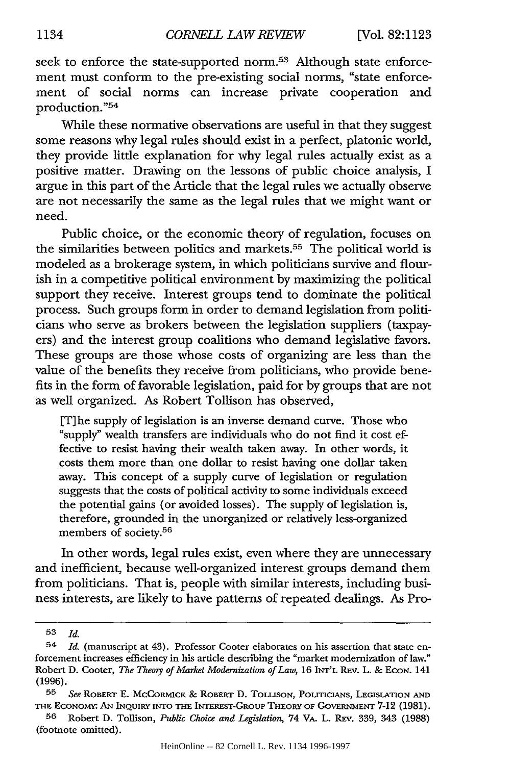seek to enforce the state-supported norm.[53] Although state enforcement must conform to the pre-existing social norms, "state enforcement of social norms can increase private cooperation and production."[54]

While these normative observations are useful in that they suggest some reasons why legal rules should exist in a perfect, platonic world, they provide little explanation for why legal rules actually exist as a positive matter. Drawing on the lessons of public choice analysis, I argue in this part of the Article that the legal rules we actually observe are not necessarily the same as the legal rules that we might want or need.

Public choice, or the economic theory of regulation, focuses on the similarities between politics and markets.[55] The political world is modeled as a brokerage system, in which politicians survive and flourish in a competitive political environment by maximizing the political support they receive. Interest groups tend to dominate the political process. Such groups form in order to demand legislation from politicians who serve as brokers between the legislation suppliers (taxpayers) and the interest group coalitions who demand legislative favors. These groups are those whose costs of organizing are less than the value of the benefits they receive from politicians, who provide benefits in the form of favorable legislation, paid for by groups that are not as well organized. As Robert Tollison has observed,

> [T]he supply of legislation is an inverse demand curve. Those who "supply" wealth transfers are individuals who do not find it cost effective to resist having their wealth taken away. In other words, it costs them more than one dollar to resist having one dollar taken away. This concept of a supply curve of legislation or regulation suggests that the costs of political activity to some individuals exceed the potential gains (or avoided losses). The supply of legislation is, therefore, grounded in the unorganized or relatively less-organized members of society.[56]

In other words, legal rules exist, even where they are unnecessary and inefficient, because well-organized interest groups demand them from politicians. That is, people with similar interests, including business interests, are likely to have patterns of repeated dealings. As Pro-

---

[53] *Id.*

[54] *Id.* (manuscript at 43). Professor Cooter elaborates on his assertion that state enforcement increases efficiency in his article describing the "market modernization of law." Robert D. Cooter, *The Theory of Market Modernization of Law*, 16 INT'L REV. L. & ECON. 141 (1996).

[55] *See* ROBERT E. MCCORMICK & ROBERT D. TOLLISON, POLITICIANS, LEGISLATION AND THE ECONOMY: AN INQUIRY INTO THE INTEREST-GROUP THEORY OF GOVERNMENT 7-12 (1981).

[56] Robert D. Tollison, *Public Choice and Legislation*, 74 VA. L. REV. 339, 343 (1988) (footnote omitted).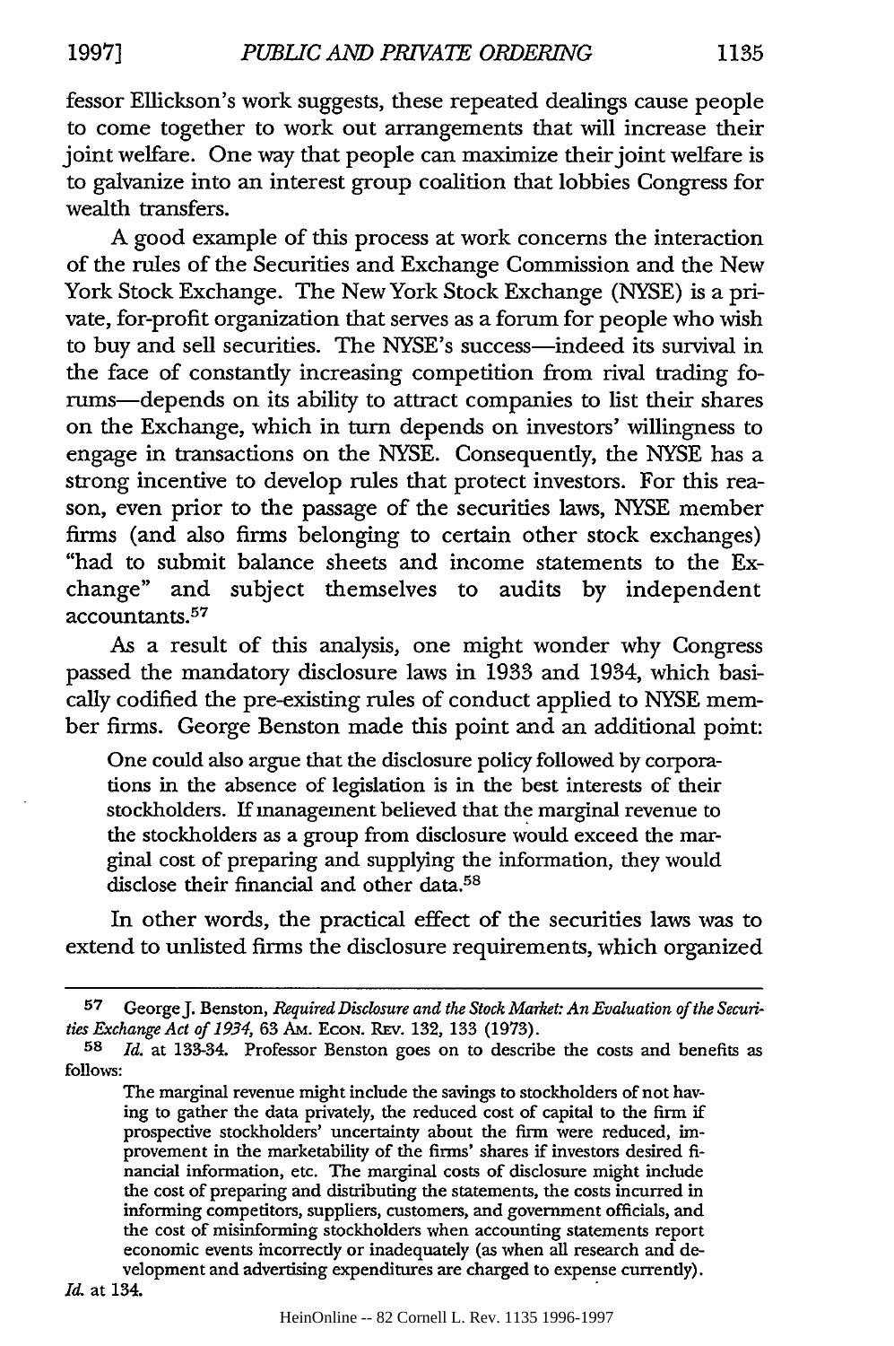fessor Ellickson's work suggests, these repeated dealings cause people to come together to work out arrangements that will increase their joint welfare. One way that people can maximize their joint welfare is to galvanize into an interest group coalition that lobbies Congress for wealth transfers.

A good example of this process at work concerns the interaction of the rules of the Securities and Exchange Commission and the New York Stock Exchange. The New York Stock Exchange (NYSE) is a private, for-profit organization that serves as a forum for people who wish to buy and sell securities. The NYSE's success—indeed its survival in the face of constantly increasing competition from rival trading forums—depends on its ability to attract companies to list their shares on the Exchange, which in turn depends on investors' willingness to engage in transactions on the NYSE. Consequently, the NYSE has a strong incentive to develop rules that protect investors. For this reason, even prior to the passage of the securities laws, NYSE member firms (and also firms belonging to certain other stock exchanges) "had to submit balance sheets and income statements to the Exchange" and subject themselves to audits by independent accountants.[57]

As a result of this analysis, one might wonder why Congress passed the mandatory disclosure laws in 1933 and 1934, which basically codified the pre-existing rules of conduct applied to NYSE member firms. George Benston made this point and an additional point:

> One could also argue that the disclosure policy followed by corporations in the absence of legislation is in the best interests of their stockholders. If management believed that the marginal revenue to the stockholders as a group from disclosure would exceed the marginal cost of preparing and supplying the information, they would disclose their financial and other data.[58]

In other words, the practical effect of the securities laws was to extend to unlisted firms the disclosure requirements, which organized

---

[57] George J. Benston, *Required Disclosure and the Stock Market: An Evaluation of the Securities Exchange Act of 1934*, 63 Am. Econ. Rev. 132, 133 (1973).

[58] *Id.* at 133-34. Professor Benston goes on to describe the costs and benefits as follows:

> The marginal revenue might include the savings to stockholders of not having to gather the data privately, the reduced cost of capital to the firm if prospective stockholders' uncertainty about the firm were reduced, improvement in the marketability of the firms' shares if investors desired financial information, etc. The marginal costs of disclosure might include the cost of preparing and distributing the statements, the costs incurred in informing competitors, suppliers, customers, and government officials, and the cost of misinforming stockholders when accounting statements report economic events incorrectly or inadequately (as when all research and development and advertising expenditures are charged to expense currently).

*Id.* at 134.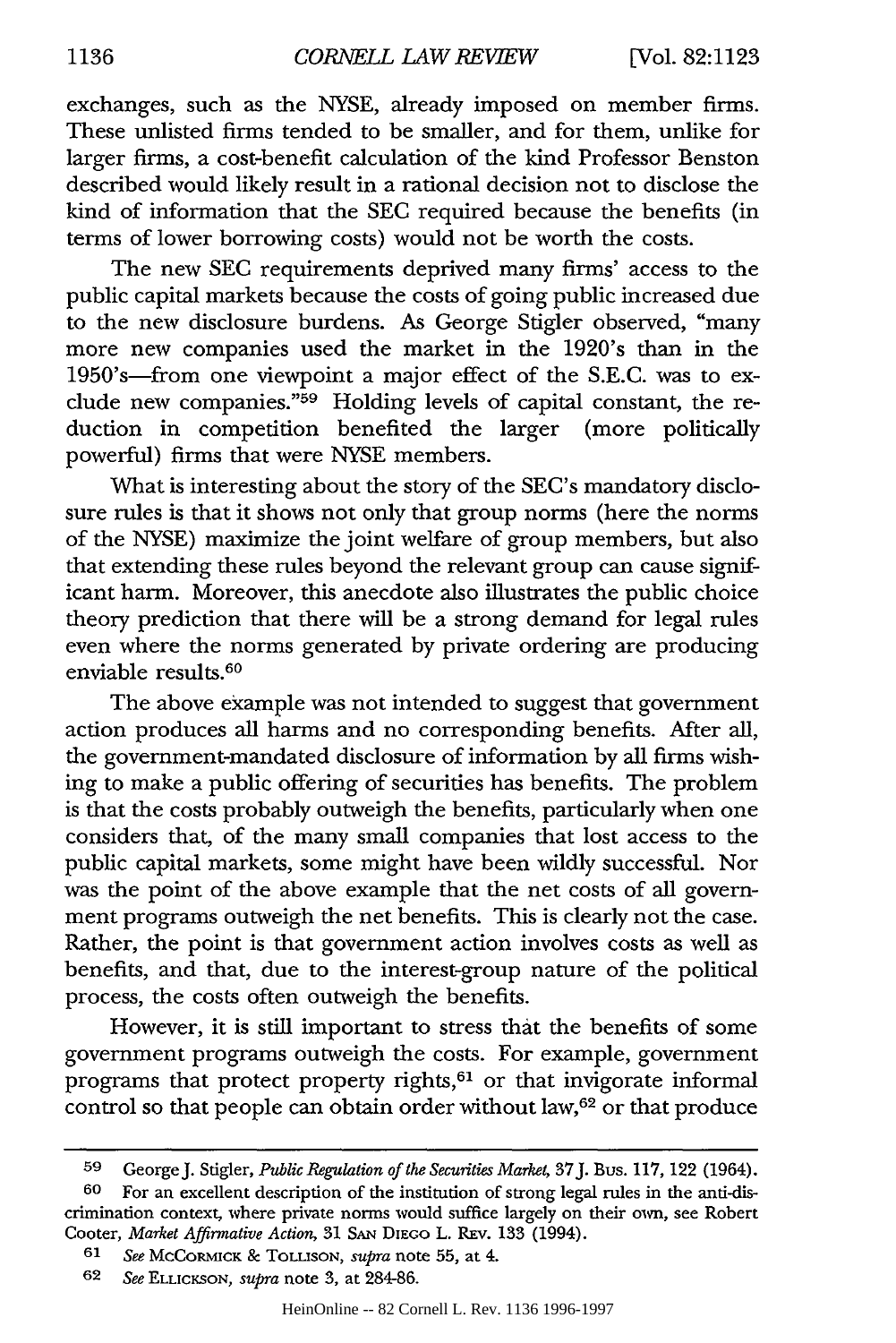exchanges, such as the NYSE, already imposed on member firms. These unlisted firms tended to be smaller, and for them, unlike for larger firms, a cost-benefit calculation of the kind Professor Benston described would likely result in a rational decision not to disclose the kind of information that the SEC required because the benefits (in terms of lower borrowing costs) would not be worth the costs.

The new SEC requirements deprived many firms' access to the public capital markets because the costs of going public increased due to the new disclosure burdens. As George Stigler observed, "many more new companies used the market in the 1920's than in the 1950's—from one viewpoint a major effect of the S.E.C. was to exclude new companies."[59] Holding levels of capital constant, the reduction in competition benefited the larger (more politically powerful) firms that were NYSE members.

What is interesting about the story of the SEC's mandatory disclosure rules is that it shows not only that group norms (here the norms of the NYSE) maximize the joint welfare of group members, but also that extending these rules beyond the relevant group can cause significant harm. Moreover, this anecdote also illustrates the public choice theory prediction that there will be a strong demand for legal rules even where the norms generated by private ordering are producing enviable results.[60]

The above example was not intended to suggest that government action produces all harms and no corresponding benefits. After all, the government-mandated disclosure of information by all firms wishing to make a public offering of securities has benefits. The problem is that the costs probably outweigh the benefits, particularly when one considers that, of the many small companies that lost access to the public capital markets, some might have been wildly successful. Nor was the point of the above example that the net costs of all government programs outweigh the net benefits. This is clearly not the case. Rather, the point is that government action involves costs as well as benefits, and that, due to the interest-group nature of the political process, the costs often outweigh the benefits.

However, it is still important to stress that the benefits of some government programs outweigh the costs. For example, government programs that protect property rights,[61] or that invigorate informal control so that people can obtain order without law,[62] or that produce

---

[59] George J. Stigler, *Public Regulation of the Securities Market*, 37 J. Bus. 117, 122 (1964).

[60] For an excellent description of the institution of strong legal rules in the anti-discrimination context, where private norms would suffice largely on their own, see Robert Cooter, *Market Affirmative Action*, 31 San Diego L. Rev. 133 (1994).

[61] *See* McCormick & Tollison, *supra* note 55, at 4.

[62] *See* Ellickson, *supra* note 3, at 284-86.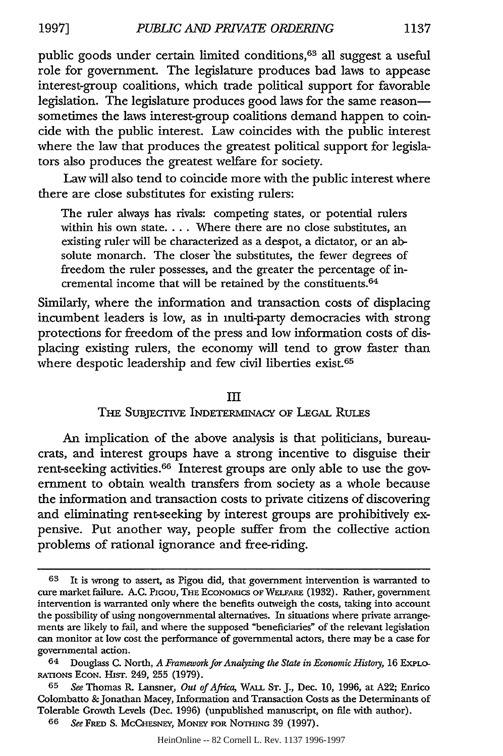public goods under certain limited conditions,[63] all suggest a useful role for government. The legislature produces bad laws to appease interest-group coalitions, which trade political support for favorable legislation. The legislature produces good laws for the same reason—sometimes the laws interest-group coalitions demand happen to coincide with the public interest. Law coincides with the public interest where the law that produces the greatest political support for legislators also produces the greatest welfare for society.

Law will also tend to coincide more with the public interest where there are close substitutes for existing rulers:

> The ruler always has rivals: competing states, or potential rulers within his own state. . . . Where there are no close substitutes, an existing ruler will be characterized as a despot, a dictator, or an absolute monarch. The closer the substitutes, the fewer degrees of freedom the ruler possesses, and the greater the percentage of incremental income that will be retained by the constituents.[64]

Similarly, where the information and transaction costs of displacing incumbent leaders is low, as in multi-party democracies with strong protections for freedom of the press and low information costs of displacing existing rulers, the economy will tend to grow faster than where despotic leadership and few civil liberties exist.[65]

## III
## THE SUBJECTIVE INDETERMINACY OF LEGAL RULES

An implication of the above analysis is that politicians, bureaucrats, and interest groups have a strong incentive to disguise their rent-seeking activities.[66] Interest groups are only able to use the government to obtain wealth transfers from society as a whole because the information and transaction costs to private citizens of discovering and eliminating rent-seeking by interest groups are prohibitively expensive. Put another way, people suffer from the collective action problems of rational ignorance and free-riding.

---

63 It is wrong to assert, as Pigou did, that government intervention is warranted to cure market failure. A.C. PIGOU, THE ECONOMICS OF WELFARE (1932). Rather, government intervention is warranted only where the benefits outweigh the costs, taking into account the possibility of using nongovernmental alternatives. In situations where private arrangements are likely to fail, and where the supposed "beneficiaries" of the relevant legislation can monitor at low cost the performance of governmental actors, there may be a case for governmental action.

64 Douglass C. North, *A Framework for Analyzing the State in Economic History*, 16 EXPLORATIONS ECON. HIST. 249, 255 (1979).

65 *See* Thomas R. Lansner, *Out of Africa*, WALL ST. J., Dec. 10, 1996, at A22; Enrico Colombatto & Jonathan Macey, Information and Transaction Costs as the Determinants of Tolerable Growth Levels (Dec. 1996) (unpublished manuscript, on file with author).

66 *See* FRED S. MCCHESNEY, MONEY FOR NOTHING 39 (1997).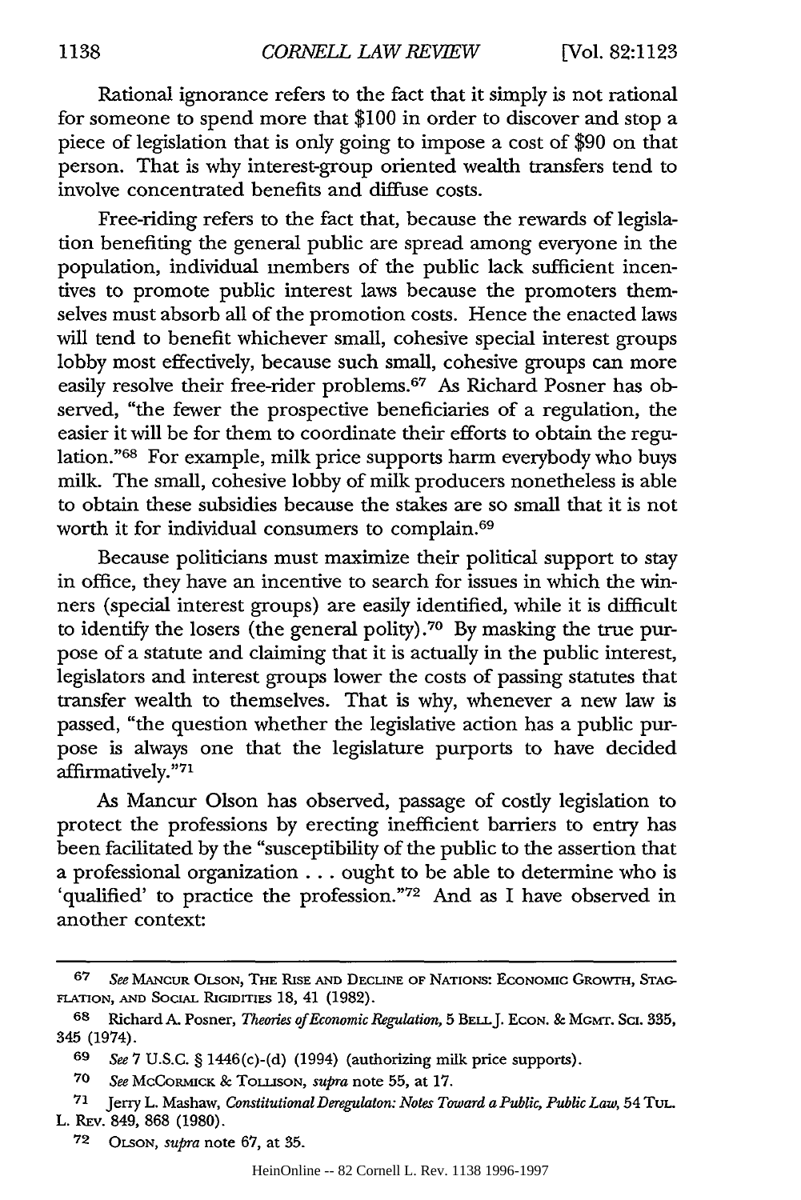Rational ignorance refers to the fact that it simply is not rational for someone to spend more that $100 in order to discover and stop a piece of legislation that is only going to impose a cost of $90 on that person. That is why interest-group oriented wealth transfers tend to involve concentrated benefits and diffuse costs.

Free-riding refers to the fact that, because the rewards of legislation benefiting the general public are spread among everyone in the population, individual members of the public lack sufficient incentives to promote public interest laws because the promoters themselves must absorb all of the promotion costs. Hence the enacted laws will tend to benefit whichever small, cohesive special interest groups lobby most effectively, because such small, cohesive groups can more easily resolve their free-rider problems.[67] As Richard Posner has observed, "the fewer the prospective beneficiaries of a regulation, the easier it will be for them to coordinate their efforts to obtain the regulation."[68] For example, milk price supports harm everybody who buys milk. The small, cohesive lobby of milk producers nonetheless is able to obtain these subsidies because the stakes are so small that it is not worth it for individual consumers to complain.[69]

Because politicians must maximize their political support to stay in office, they have an incentive to search for issues in which the winners (special interest groups) are easily identified, while it is difficult to identify the losers (the general polity).[70] By masking the true purpose of a statute and claiming that it is actually in the public interest, legislators and interest groups lower the costs of passing statutes that transfer wealth to themselves. That is why, whenever a new law is passed, "the question whether the legislative action has a public purpose is always one that the legislature purports to have decided affirmatively."[71]

As Mancur Olson has observed, passage of costly legislation to protect the professions by erecting inefficient barriers to entry has been facilitated by the "susceptibility of the public to the assertion that a professional organization . . . ought to be able to determine who is 'qualified' to practice the profession."[72] And as I have observed in another context:

---

[67] *See* Mancur Olson, The Rise and Decline of Nations: Economic Growth, Stagflation, and Social Rigidities 18, 41 (1982).

[68] Richard A. Posner, *Theories of Economic Regulation*, 5 Bell J. Econ. & Mgmt. Sci. 335, 345 (1974).

[69] *See* 7 U.S.C. § 1446(c)-(d) (1994) (authorizing milk price supports).

[70] *See* McCormick & Tollison, *supra* note 55, at 17.

[71] Jerry L. Mashaw, *Constitutional Deregulaton: Notes Toward a Public, Public Law*, 54 Tul. L. Rev. 849, 868 (1980).

[72] Olson, *supra* note 67, at 35.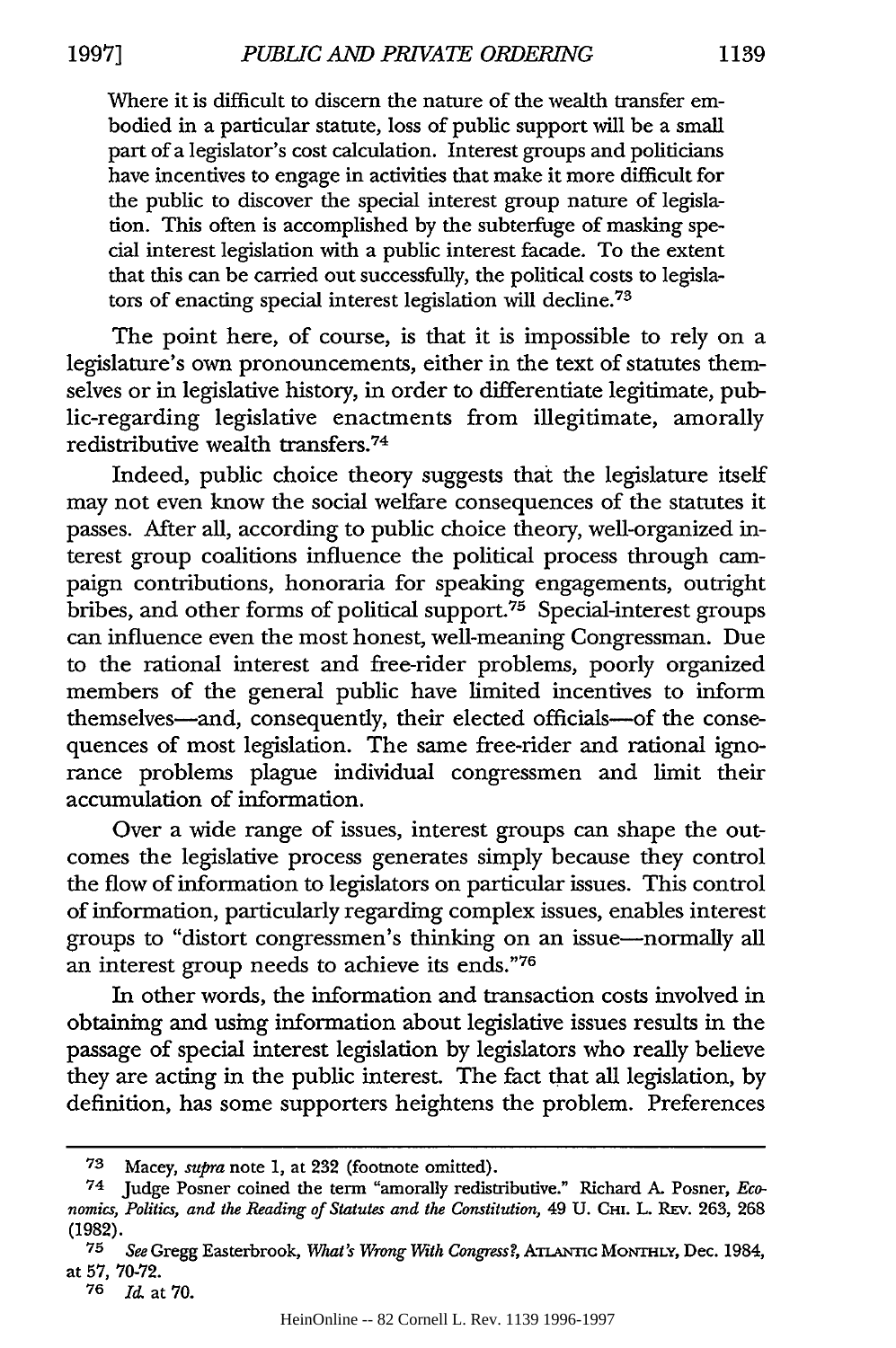> Where it is difficult to discern the nature of the wealth transfer embodied in a particular statute, loss of public support will be a small part of a legislator's cost calculation. Interest groups and politicians have incentives to engage in activities that make it more difficult for the public to discover the special interest group nature of legislation. This often is accomplished by the subterfuge of masking special interest legislation with a public interest facade. To the extent that this can be carried out successfully, the political costs to legislators of enacting special interest legislation will decline.[73]

The point here, of course, is that it is impossible to rely on a legislature's own pronouncements, either in the text of statutes themselves or in legislative history, in order to differentiate legitimate, public-regarding legislative enactments from illegitimate, amorally redistributive wealth transfers.[74]

Indeed, public choice theory suggests that the legislature itself may not even know the social welfare consequences of the statutes it passes. After all, according to public choice theory, well-organized interest group coalitions influence the political process through campaign contributions, honoraria for speaking engagements, outright bribes, and other forms of political support.[75] Special-interest groups can influence even the most honest, well-meaning Congressman. Due to the rational interest and free-rider problems, poorly organized members of the general public have limited incentives to inform themselves—and, consequently, their elected officials—of the consequences of most legislation. The same free-rider and rational ignorance problems plague individual congressmen and limit their accumulation of information.

Over a wide range of issues, interest groups can shape the outcomes the legislative process generates simply because they control the flow of information to legislators on particular issues. This control of information, particularly regarding complex issues, enables interest groups to "distort congressmen's thinking on an issue—normally all an interest group needs to achieve its ends."[76]

In other words, the information and transaction costs involved in obtaining and using information about legislative issues results in the passage of special interest legislation by legislators who really believe they are acting in the public interest. The fact that all legislation, by definition, has some supporters heightens the problem. Preferences

---

[73] Macey, *supra* note 1, at 232 (footnote omitted).

[74] Judge Posner coined the term "amorally redistributive." Richard A. Posner, *Economics, Politics, and the Reading of Statutes and the Constitution*, 49 U. CHI. L. REV. 263, 268 (1982).

[75] *See* Gregg Easterbrook, *What's Wrong With Congress?*, ATLANTIC MONTHLY, Dec. 1984, at 57, 70-72.

[76] *Id.* at 70.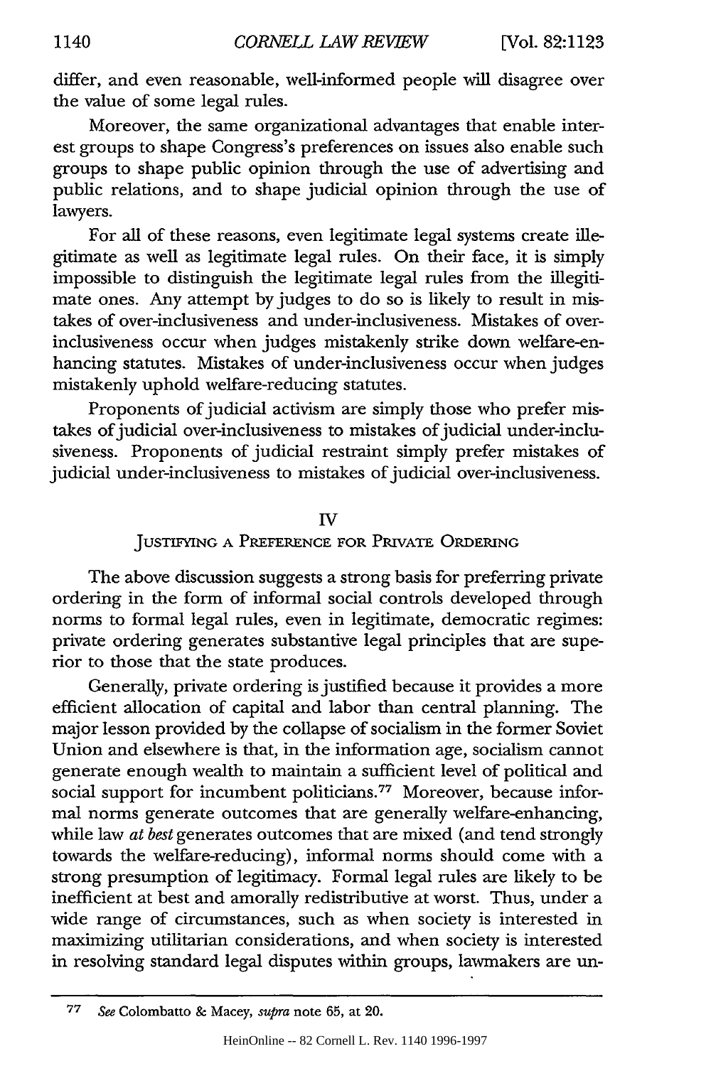differ, and even reasonable, well-informed people will disagree over the value of some legal rules.

Moreover, the same organizational advantages that enable interest groups to shape Congress's preferences on issues also enable such groups to shape public opinion through the use of advertising and public relations, and to shape judicial opinion through the use of lawyers.

For all of these reasons, even legitimate legal systems create illegitimate as well as legitimate legal rules. On their face, it is simply impossible to distinguish the legitimate legal rules from the illegitimate ones. Any attempt by judges to do so is likely to result in mistakes of over-inclusiveness and under-inclusiveness. Mistakes of over-inclusiveness occur when judges mistakenly strike down welfare-enhancing statutes. Mistakes of under-inclusiveness occur when judges mistakenly uphold welfare-reducing statutes.

Proponents of judicial activism are simply those who prefer mistakes of judicial over-inclusiveness to mistakes of judicial under-inclusiveness. Proponents of judicial restraint simply prefer mistakes of judicial under-inclusiveness to mistakes of judicial over-inclusiveness.

## IV
## JUSTIFYING A PREFERENCE FOR PRIVATE ORDERING

The above discussion suggests a strong basis for preferring private ordering in the form of informal social controls developed through norms to formal legal rules, even in legitimate, democratic regimes: private ordering generates substantive legal principles that are superior to those that the state produces.

Generally, private ordering is justified because it provides a more efficient allocation of capital and labor than central planning. The major lesson provided by the collapse of socialism in the former Soviet Union and elsewhere is that, in the information age, socialism cannot generate enough wealth to maintain a sufficient level of political and social support for incumbent politicians.[77] Moreover, because informal norms generate outcomes that are generally welfare-enhancing, while law *at best* generates outcomes that are mixed (and tend strongly towards the welfare-reducing), informal norms should come with a strong presumption of legitimacy. Formal legal rules are likely to be inefficient at best and amorally redistributive at worst. Thus, under a wide range of circumstances, such as when society is interested in maximizing utilitarian considerations, and when society is interested in resolving standard legal disputes within groups, lawmakers are un-

---

77 *See* Colombatto & Macey, *supra* note 65, at 20.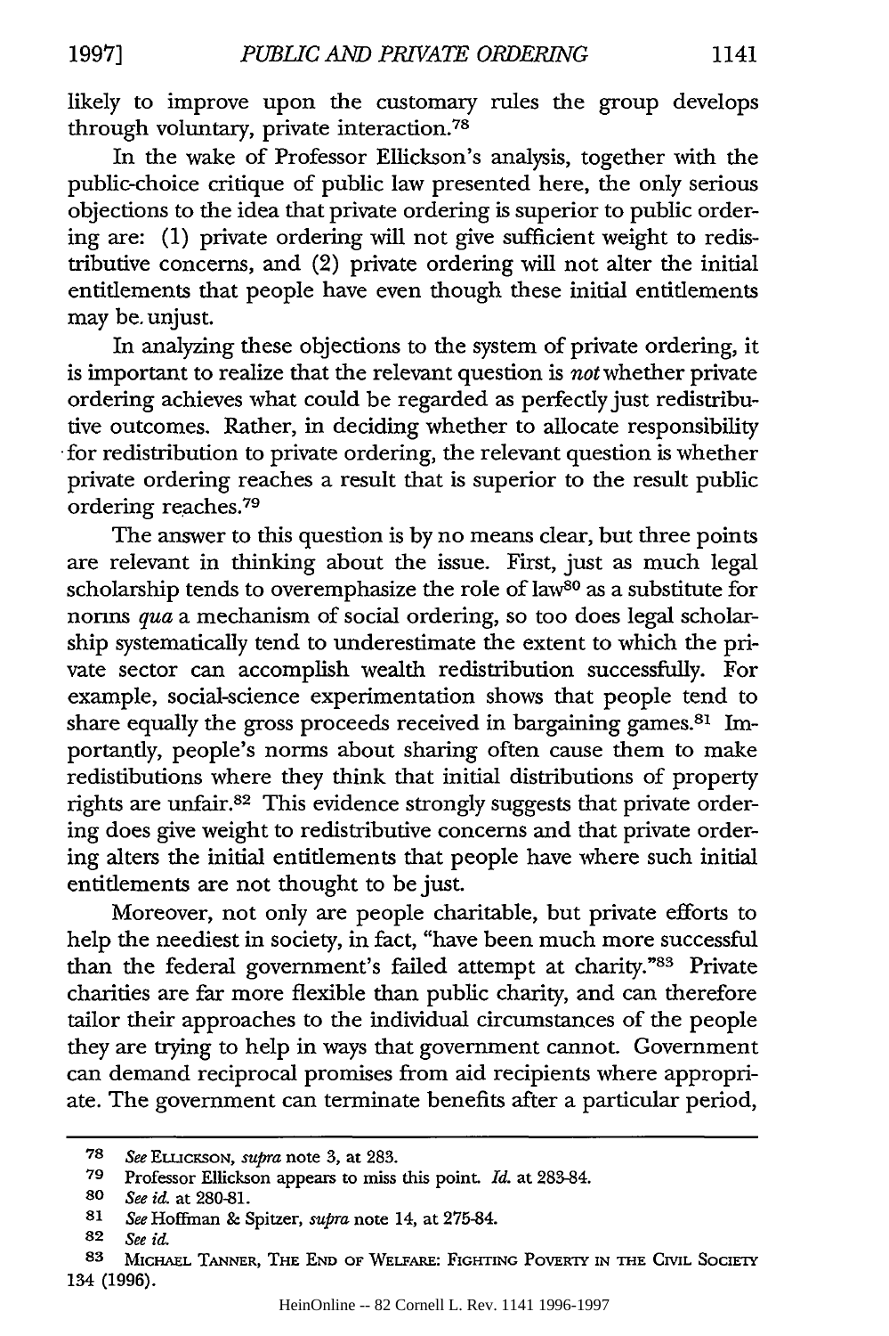likely to improve upon the customary rules the group develops through voluntary, private interaction.[78]

In the wake of Professor Ellickson's analysis, together with the public-choice critique of public law presented here, the only serious objections to the idea that private ordering is superior to public ordering are: (1) private ordering will not give sufficient weight to redistributive concerns, and (2) private ordering will not alter the initial entitlements that people have even though these initial entitlements may be unjust.

In analyzing these objections to the system of private ordering, it is important to realize that the relevant question is *not* whether private ordering achieves what could be regarded as perfectly just redistributive outcomes. Rather, in deciding whether to allocate responsibility for redistribution to private ordering, the relevant question is whether private ordering reaches a result that is superior to the result public ordering reaches.[79]

The answer to this question is by no means clear, but three points are relevant in thinking about the issue. First, just as much legal scholarship tends to overemphasize the role of law[80] as a substitute for norms *qua* a mechanism of social ordering, so too does legal scholarship systematically tend to underestimate the extent to which the private sector can accomplish wealth redistribution successfully. For example, social-science experimentation shows that people tend to share equally the gross proceeds received in bargaining games.[81] Importantly, people's norms about sharing often cause them to make redistibutions where they think that initial distributions of property rights are unfair.[82] This evidence strongly suggests that private ordering does give weight to redistributive concerns and that private ordering alters the initial entitlements that people have where such initial entitlements are not thought to be just.

Moreover, not only are people charitable, but private efforts to help the neediest in society, in fact, "have been much more successful than the federal government's failed attempt at charity."[83] Private charities are far more flexible than public charity, and can therefore tailor their approaches to the individual circumstances of the people they are trying to help in ways that government cannot. Government can demand reciprocal promises from aid recipients where appropriate. The government can terminate benefits after a particular period,

---

78 *See* Ellickson, *supra* note 3, at 283.

79 Professor Ellickson appears to miss this point. *Id.* at 283-84.

80 *See id.* at 280-81.

81 *See* Hoffman & Spitzer, *supra* note 14, at 275-84.

82 *See id.*

83 Michael Tanner, The End of Welfare: Fighting Poverty in the Civil Society 134 (1996).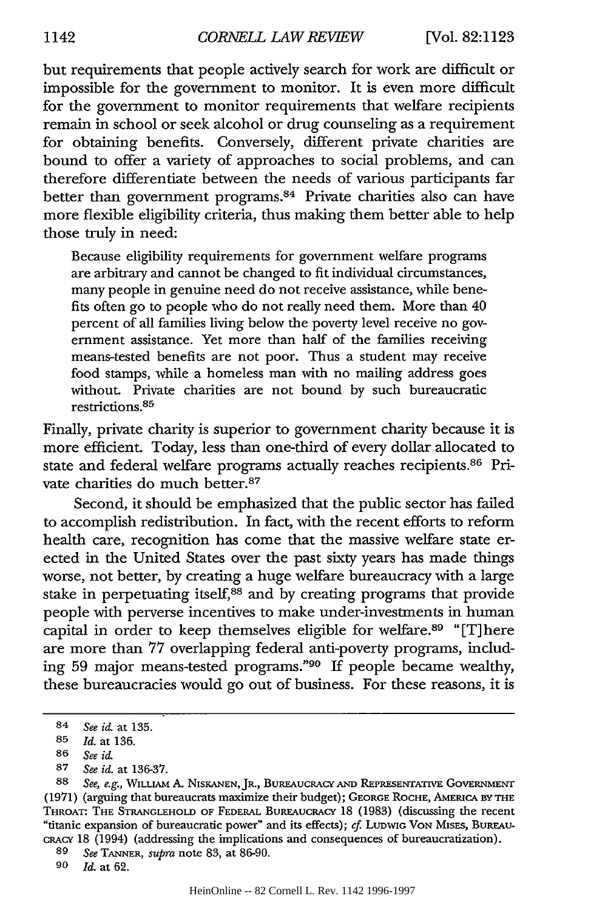but requirements that people actively search for work are difficult or impossible for the government to monitor. It is even more difficult for the government to monitor requirements that welfare recipients remain in school or seek alcohol or drug counseling as a requirement for obtaining benefits. Conversely, different private charities are bound to offer a variety of approaches to social problems, and can therefore differentiate between the needs of various participants far better than government programs.[84] Private charities also can have more flexible eligibility criteria, thus making them better able to help those truly in need:

> Because eligibility requirements for government welfare programs are arbitrary and cannot be changed to fit individual circumstances, many people in genuine need do not receive assistance, while benefits often go to people who do not really need them. More than 40 percent of all families living below the poverty level receive no government assistance. Yet more than half of the families receiving means-tested benefits are not poor. Thus a student may receive food stamps, while a homeless man with no mailing address goes without. Private charities are not bound by such bureaucratic restrictions.[85]

Finally, private charity is superior to government charity because it is more efficient. Today, less than one-third of every dollar allocated to state and federal welfare programs actually reaches recipients.[86] Private charities do much better.[87]

Second, it should be emphasized that the public sector has failed to accomplish redistribution. In fact, with the recent efforts to reform health care, recognition has come that the massive welfare state erected in the United States over the past sixty years has made things worse, not better, by creating a huge welfare bureaucracy with a large stake in perpetuating itself,[88] and by creating programs that provide people with perverse incentives to make under-investments in human capital in order to keep themselves eligible for welfare.[89] "[T]here are more than 77 overlapping federal anti-poverty programs, including 59 major means-tested programs."[90] If people became wealthy, these bureaucracies would go out of business. For these reasons, it is

---

84 *See id.* at 135.

85 *Id.* at 136.

86 *See id.*

87 *See id.* at 136-37.

88 *See, e.g.*, WILLIAM A. NISKANEN, JR., BUREAUCRACY AND REPRESENTATIVE GOVERNMENT (1971) (arguing that bureaucrats maximize their budget); GEORGE ROCHE, AMERICA BY THE THROAT: THE STRANGLEHOLD OF FEDERAL BUREAUCRACY 18 (1983) (discussing the recent "titanic expansion of bureaucratic power" and its effects); *cf.* LUDWIG VON MISES, BUREAUCRACY 18 (1994) (addressing the implications and consequences of bureaucratization).

89 *See* TANNER, *supra* note 83, at 86-90.

90 *Id.* at 62.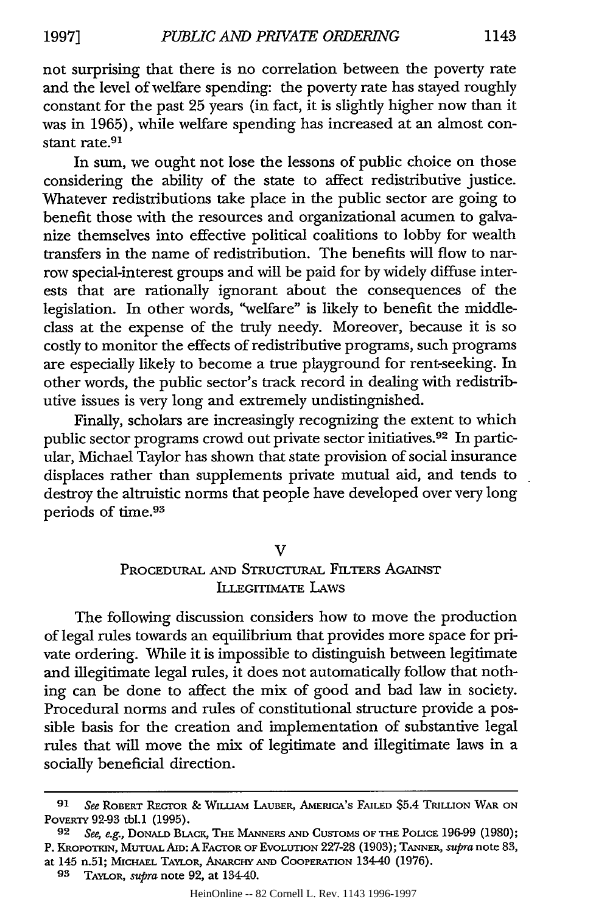not surprising that there is no correlation between the poverty rate and the level of welfare spending: the poverty rate has stayed roughly constant for the past 25 years (in fact, it is slightly higher now than it was in 1965), while welfare spending has increased at an almost constant rate.[91]

In sum, we ought not lose the lessons of public choice on those considering the ability of the state to affect redistributive justice. Whatever redistributions take place in the public sector are going to benefit those with the resources and organizational acumen to galvanize themselves into effective political coalitions to lobby for wealth transfers in the name of redistribution. The benefits will flow to narrow special-interest groups and will be paid for by widely diffuse interests that are rationally ignorant about the consequences of the legislation. In other words, "welfare" is likely to benefit the middle-class at the expense of the truly needy. Moreover, because it is so costly to monitor the effects of redistributive programs, such programs are especially likely to become a true playground for rent-seeking. In other words, the public sector's track record in dealing with redistributive issues is very long and extremely undistinguished.

Finally, scholars are increasingly recognizing the extent to which public sector programs crowd out private sector initiatives.[92] In particular, Michael Taylor has shown that state provision of social insurance displaces rather than supplements private mutual aid, and tends to destroy the altruistic norms that people have developed over very long periods of time.[93]

## V
## Procedural and Structural Filters Against Illegitimate Laws

The following discussion considers how to move the production of legal rules towards an equilibrium that provides more space for private ordering. While it is impossible to distinguish between legitimate and illegitimate legal rules, it does not automatically follow that nothing can be done to affect the mix of good and bad law in society. Procedural norms and rules of constitutional structure provide a possible basis for the creation and implementation of substantive legal rules that will move the mix of legitimate and illegitimate laws in a socially beneficial direction.

---

91 *See* Robert Rector & William Lauber, America's Failed $5.4 Trillion War on Poverty 92-93 tbl.1 (1995).

92 *See, e.g.*, Donald Black, The Manners and Customs of the Police 196-99 (1980); P. Kropotkin, Mutual Aid: A Factor of Evolution 227-28 (1903); Tanner, *supra* note 83, at 145 n.51; Michael Taylor, Anarchy and Cooperation 134-40 (1976).

93 Taylor, *supra* note 92, at 134-40.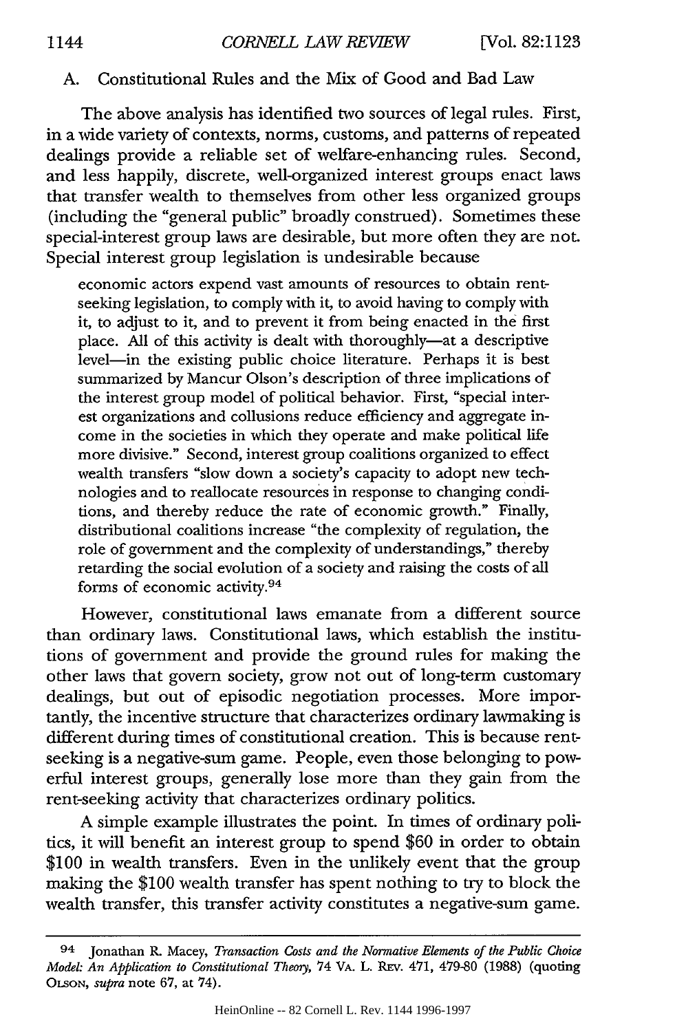### A. Constitutional Rules and the Mix of Good and Bad Law

The above analysis has identified two sources of legal rules. First, in a wide variety of contexts, norms, customs, and patterns of repeated dealings provide a reliable set of welfare-enhancing rules. Second, and less happily, discrete, well-organized interest groups enact laws that transfer wealth to themselves from other less organized groups (including the "general public" broadly construed). Sometimes these special-interest group laws are desirable, but more often they are not. Special interest group legislation is undesirable because

> economic actors expend vast amounts of resources to obtain rent-seeking legislation, to comply with it, to avoid having to comply with it, to adjust to it, and to prevent it from being enacted in the first place. All of this activity is dealt with thoroughly—at a descriptive level—in the existing public choice literature. Perhaps it is best summarized by Mancur Olson's description of three implications of the interest group model of political behavior. First, "special interest organizations and collusions reduce efficiency and aggregate income in the societies in which they operate and make political life more divisive." Second, interest group coalitions organized to effect wealth transfers "slow down a society's capacity to adopt new technologies and to reallocate resources in response to changing conditions, and thereby reduce the rate of economic growth." Finally, distributional coalitions increase "the complexity of regulation, the role of government and the complexity of understandings," thereby retarding the social evolution of a society and raising the costs of all forms of economic activity.[94]

However, constitutional laws emanate from a different source than ordinary laws. Constitutional laws, which establish the institutions of government and provide the ground rules for making the other laws that govern society, grow not out of long-term customary dealings, but out of episodic negotiation processes. More importantly, the incentive structure that characterizes ordinary lawmaking is different during times of constitutional creation. This is because rent-seeking is a negative-sum game. People, even those belonging to powerful interest groups, generally lose more than they gain from the rent-seeking activity that characterizes ordinary politics.

A simple example illustrates the point. In times of ordinary politics, it will benefit an interest group to spend \$60 in order to obtain \$100 in wealth transfers. Even in the unlikely event that the group making the \$100 wealth transfer has spent nothing to try to block the wealth transfer, this transfer activity constitutes a negative-sum game.

---

[94] Jonathan R. Macey, *Transaction Costs and the Normative Elements of the Public Choice Model: An Application to Constitutional Theory*, 74 Va. L. Rev. 471, 479-80 (1988) (quoting Olson, *supra* note 67, at 74).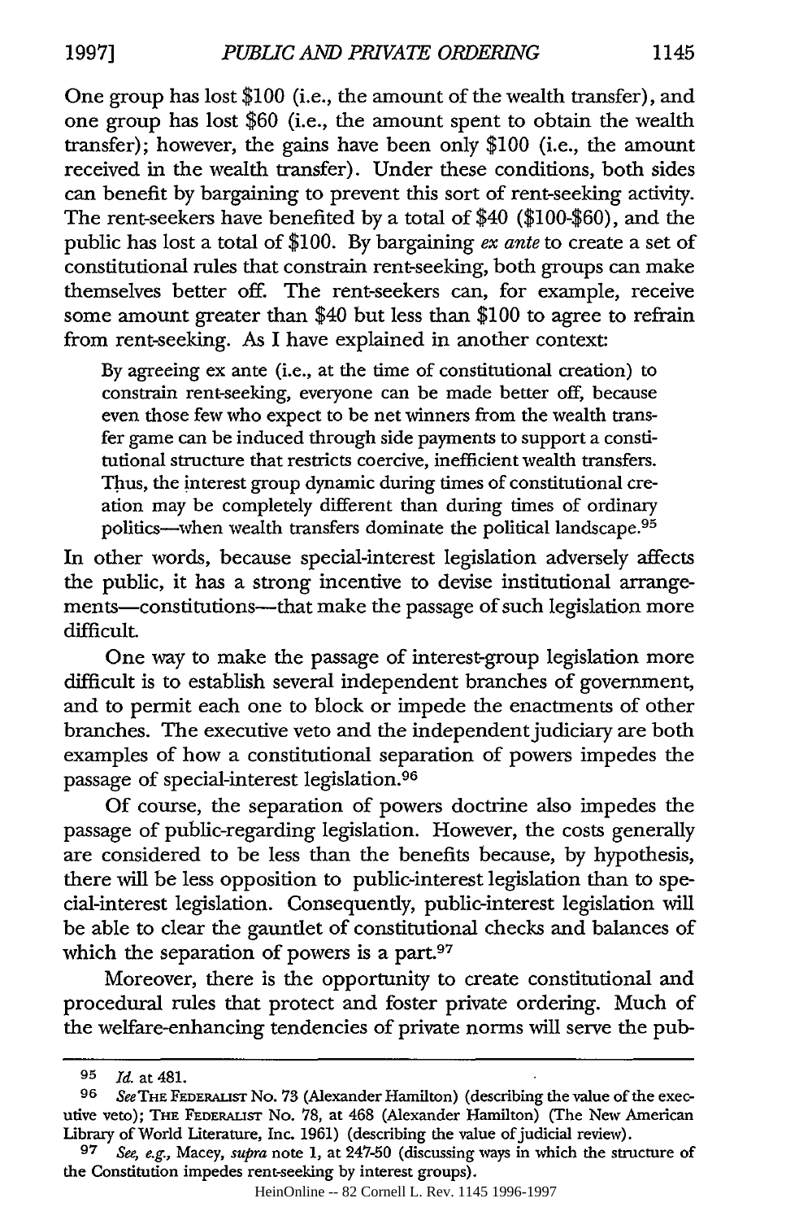One group has lost $100 (i.e., the amount of the wealth transfer), and one group has lost $60 (i.e., the amount spent to obtain the wealth transfer); however, the gains have been only $100 (i.e., the amount received in the wealth transfer). Under these conditions, both sides can benefit by bargaining to prevent this sort of rent-seeking activity. The rent-seekers have benefited by a total of $40 ($100-$60), and the public has lost a total of $100. By bargaining *ex ante* to create a set of constitutional rules that constrain rent-seeking, both groups can make themselves better off. The rent-seekers can, for example, receive some amount greater than $40 but less than $100 to agree to refrain from rent-seeking. As I have explained in another context:

> By agreeing ex ante (i.e., at the time of constitutional creation) to constrain rent-seeking, everyone can be made better off, because even those few who expect to be net winners from the wealth transfer game can be induced through side payments to support a constitutional structure that restricts coercive, inefficient wealth transfers. Thus, the interest group dynamic during times of constitutional creation may be completely different than during times of ordinary politics—when wealth transfers dominate the political landscape.[95]

In other words, because special-interest legislation adversely affects the public, it has a strong incentive to devise institutional arrangements—constitutions—that make the passage of such legislation more difficult.

One way to make the passage of interest-group legislation more difficult is to establish several independent branches of government, and to permit each one to block or impede the enactments of other branches. The executive veto and the independent judiciary are both examples of how a constitutional separation of powers impedes the passage of special-interest legislation.[96]

Of course, the separation of powers doctrine also impedes the passage of public-regarding legislation. However, the costs generally are considered to be less than the benefits because, by hypothesis, there will be less opposition to public-interest legislation than to special-interest legislation. Consequently, public-interest legislation will be able to clear the gauntlet of constitutional checks and balances of which the separation of powers is a part.[97]

Moreover, there is the opportunity to create constitutional and procedural rules that protect and foster private ordering. Much of the welfare-enhancing tendencies of private norms will serve the pub-

---

95 *Id.* at 481.

96 *See* THE FEDERALIST No. 73 (Alexander Hamilton) (describing the value of the executive veto); THE FEDERALIST No. 78, at 468 (Alexander Hamilton) (The New American Library of World Literature, Inc. 1961) (describing the value of judicial review).

97 *See, e.g.*, Macey, *supra* note 1, at 247-50 (discussing ways in which the structure of the Constitution impedes rent-seeking by interest groups).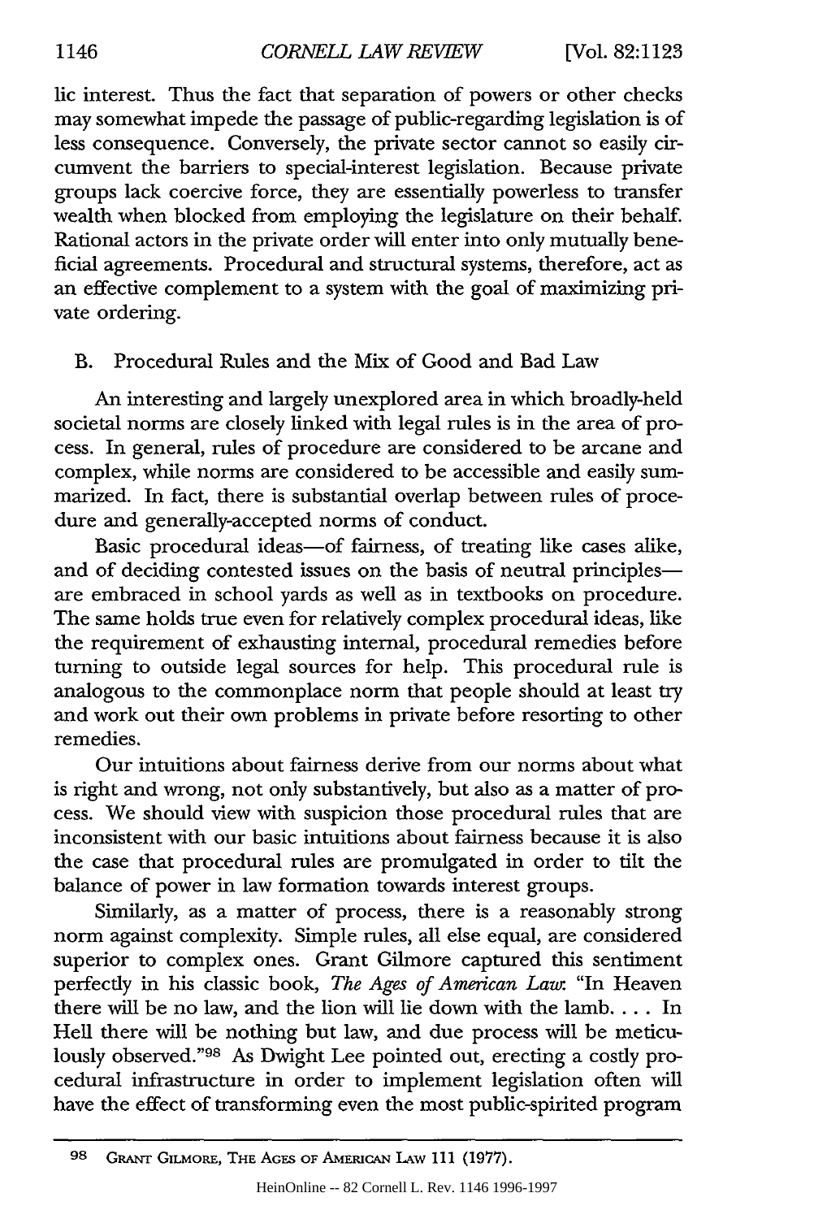lic interest. Thus the fact that separation of powers or other checks may somewhat impede the passage of public-regarding legislation is of less consequence. Conversely, the private sector cannot so easily circumvent the barriers to special-interest legislation. Because private groups lack coercive force, they are essentially powerless to transfer wealth when blocked from employing the legislature on their behalf. Rational actors in the private order will enter into only mutually beneficial agreements. Procedural and structural systems, therefore, act as an effective complement to a system with the goal of maximizing private ordering.

### B. Procedural Rules and the Mix of Good and Bad Law

An interesting and largely unexplored area in which broadly-held societal norms are closely linked with legal rules is in the area of process. In general, rules of procedure are considered to be arcane and complex, while norms are considered to be accessible and easily summarized. In fact, there is substantial overlap between rules of procedure and generally-accepted norms of conduct.

Basic procedural ideas—of fairness, of treating like cases alike, and of deciding contested issues on the basis of neutral principles—are embraced in school yards as well as in textbooks on procedure. The same holds true even for relatively complex procedural ideas, like the requirement of exhausting internal, procedural remedies before turning to outside legal sources for help. This procedural rule is analogous to the commonplace norm that people should at least try and work out their own problems in private before resorting to other remedies.

Our intuitions about fairness derive from our norms about what is right and wrong, not only substantively, but also as a matter of process. We should view with suspicion those procedural rules that are inconsistent with our basic intuitions about fairness because it is also the case that procedural rules are promulgated in order to tilt the balance of power in law formation towards interest groups.

Similarly, as a matter of process, there is a reasonably strong norm against complexity. Simple rules, all else equal, are considered superior to complex ones. Grant Gilmore captured this sentiment perfectly in his classic book, *The Ages of American Law*: "In Heaven there will be no law, and the lion will lie down with the lamb. . . . In Hell there will be nothing but law, and due process will be meticulously observed."[98] As Dwight Lee pointed out, erecting a costly procedural infrastructure in order to implement legislation often will have the effect of transforming even the most public-spirited program

---

[98] Grant Gilmore, The Ages of American Law 111 (1977).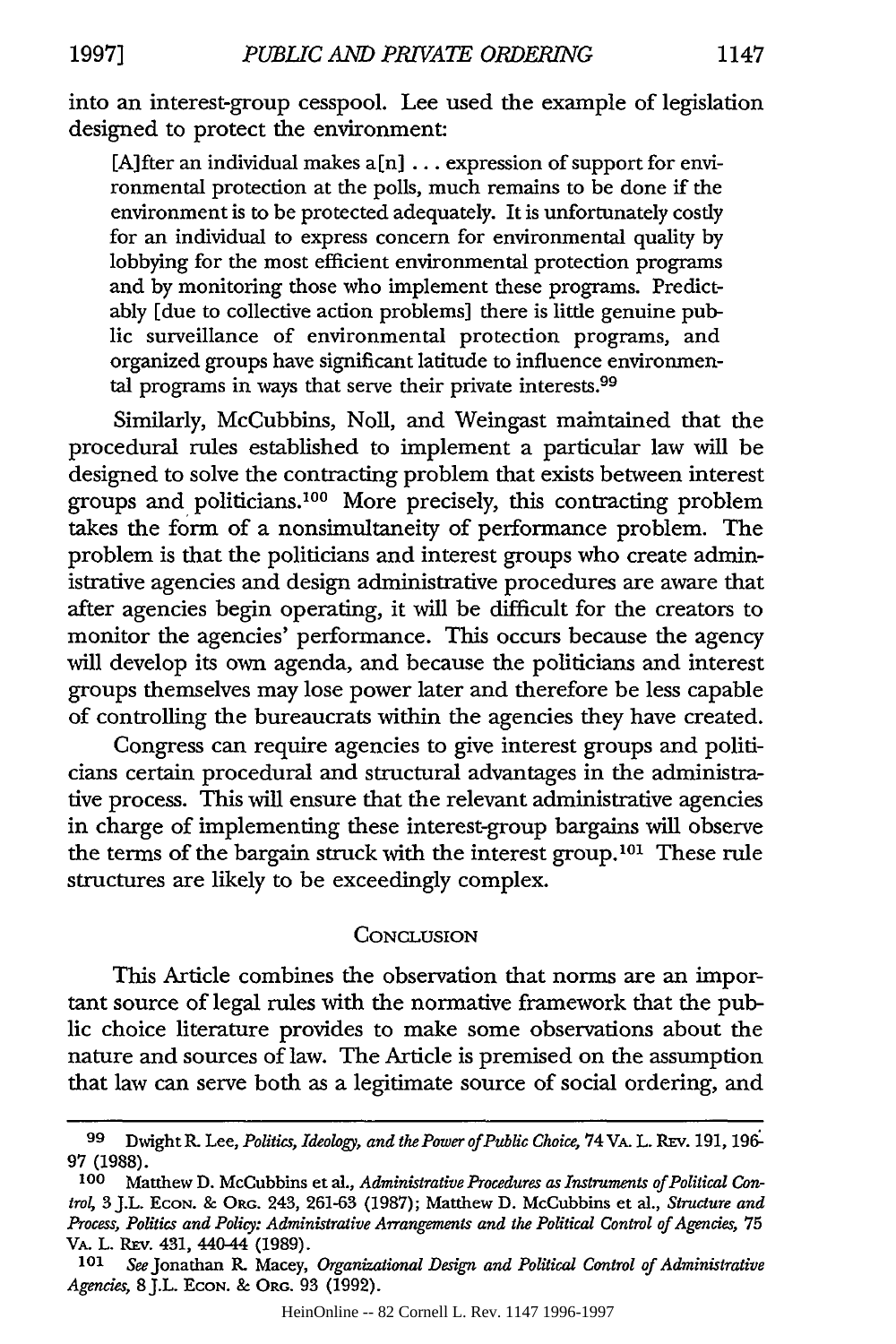into an interest-group cesspool. Lee used the example of legislation designed to protect the environment:

> [A]fter an individual makes a[n] . . . expression of support for environmental protection at the polls, much remains to be done if the environment is to be protected adequately. It is unfortunately costly for an individual to express concern for environmental quality by lobbying for the most efficient environmental protection programs and by monitoring those who implement these programs. Predictably [due to collective action problems] there is little genuine public surveillance of environmental protection programs, and organized groups have significant latitude to influence environmental programs in ways that serve their private interests.[99]

Similarly, McCubbins, Noll, and Weingast maintained that the procedural rules established to implement a particular law will be designed to solve the contracting problem that exists between interest groups and politicians.[100] More precisely, this contracting problem takes the form of a nonsimultaneity of performance problem. The problem is that the politicians and interest groups who create administrative agencies and design administrative procedures are aware that after agencies begin operating, it will be difficult for the creators to monitor the agencies' performance. This occurs because the agency will develop its own agenda, and because the politicians and interest groups themselves may lose power later and therefore be less capable of controlling the bureaucrats within the agencies they have created.

Congress can require agencies to give interest groups and politicians certain procedural and structural advantages in the administrative process. This will ensure that the relevant administrative agencies in charge of implementing these interest-group bargains will observe the terms of the bargain struck with the interest group.[101] These rule structures are likely to be exceedingly complex.

## Conclusion

This Article combines the observation that norms are an important source of legal rules with the normative framework that the public choice literature provides to make some observations about the nature and sources of law. The Article is premised on the assumption that law can serve both as a legitimate source of social ordering, and

---

[99] Dwight R. Lee, *Politics, Ideology, and the Power of Public Choice*, 74 Va. L. Rev. 191, 196-97 (1988).

[100] Matthew D. McCubbins et al., *Administrative Procedures as Instruments of Political Control*, 3 J.L. Econ. & Org. 243, 261-63 (1987); Matthew D. McCubbins et al., *Structure and Process, Politics and Policy: Administrative Arrangements and the Political Control of Agencies*, 75 Va. L. Rev. 431, 440-44 (1989).

[101] *See* Jonathan R. Macey, *Organizational Design and Political Control of Administrative Agencies*, 8 J.L. Econ. & Org. 93 (1992).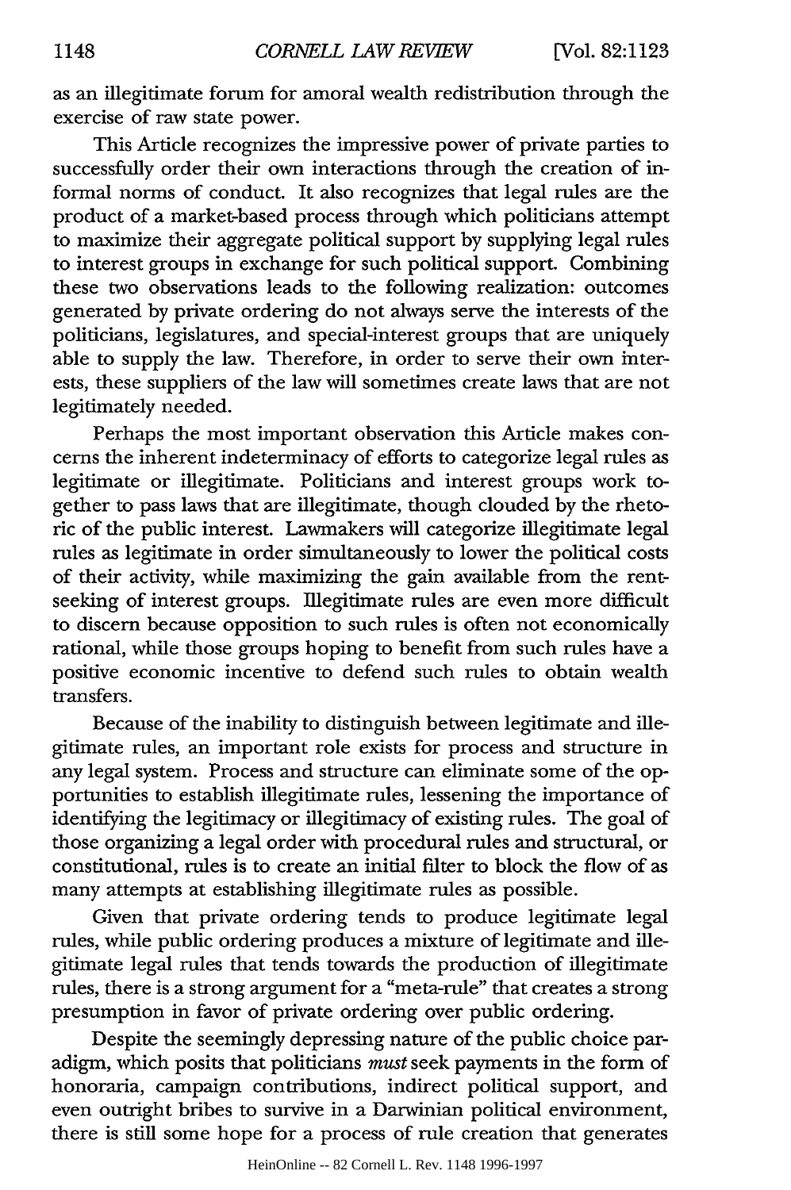as an illegitimate forum for amoral wealth redistribution through the exercise of raw state power.

This Article recognizes the impressive power of private parties to successfully order their own interactions through the creation of informal norms of conduct. It also recognizes that legal rules are the product of a market-based process through which politicians attempt to maximize their aggregate political support by supplying legal rules to interest groups in exchange for such political support. Combining these two observations leads to the following realization: outcomes generated by private ordering do not always serve the interests of the politicians, legislatures, and special-interest groups that are uniquely able to supply the law. Therefore, in order to serve their own interests, these suppliers of the law will sometimes create laws that are not legitimately needed.

Perhaps the most important observation this Article makes concerns the inherent indeterminacy of efforts to categorize legal rules as legitimate or illegitimate. Politicians and interest groups work together to pass laws that are illegitimate, though clouded by the rhetoric of the public interest. Lawmakers will categorize illegitimate legal rules as legitimate in order simultaneously to lower the political costs of their activity, while maximizing the gain available from the rent-seeking of interest groups. Illegitimate rules are even more difficult to discern because opposition to such rules is often not economically rational, while those groups hoping to benefit from such rules have a positive economic incentive to defend such rules to obtain wealth transfers.

Because of the inability to distinguish between legitimate and illegitimate rules, an important role exists for process and structure in any legal system. Process and structure can eliminate some of the opportunities to establish illegitimate rules, lessening the importance of identifying the legitimacy or illegitimacy of existing rules. The goal of those organizing a legal order with procedural rules and structural, or constitutional, rules is to create an initial filter to block the flow of as many attempts at establishing illegitimate rules as possible.

Given that private ordering tends to produce legitimate legal rules, while public ordering produces a mixture of legitimate and illegitimate legal rules that tends towards the production of illegitimate rules, there is a strong argument for a "meta-rule" that creates a strong presumption in favor of private ordering over public ordering.

Despite the seemingly depressing nature of the public choice paradigm, which posits that politicians *must* seek payments in the form of honoraria, campaign contributions, indirect political support, and even outright bribes to survive in a Darwinian political environment, there is still some hope for a process of rule creation that generates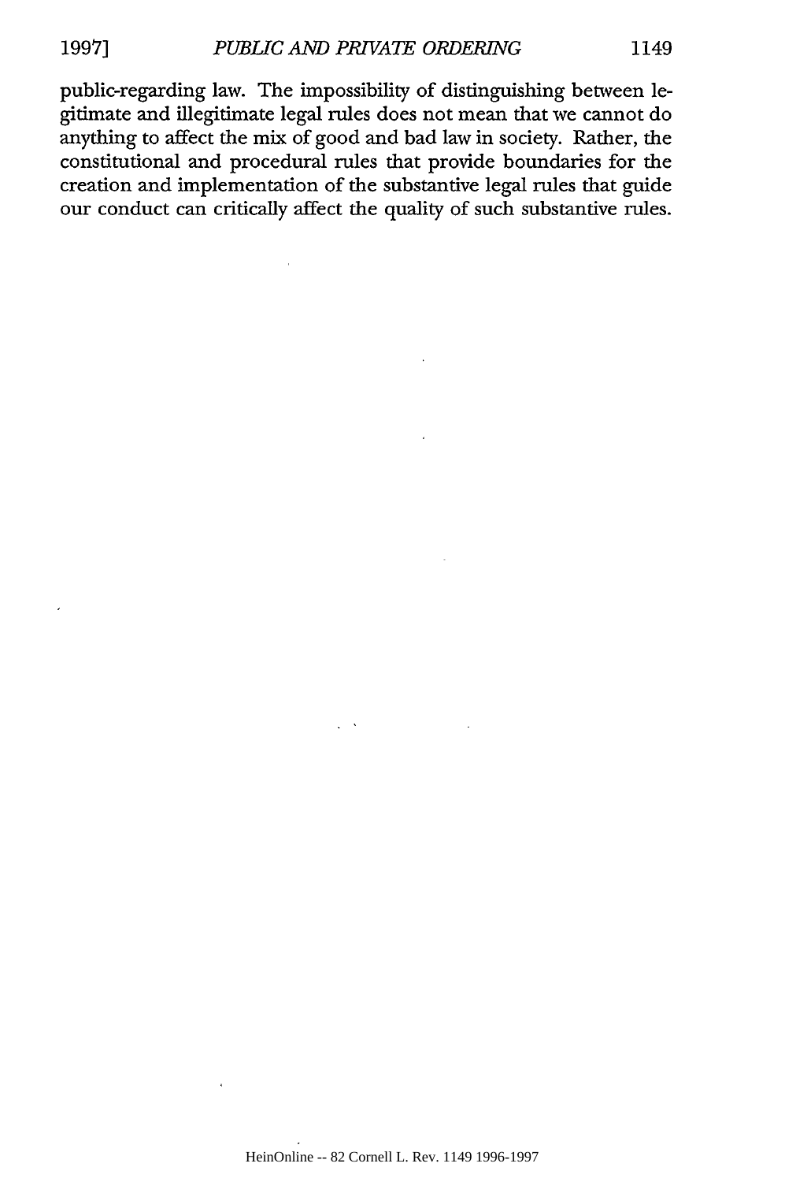public-regarding law. The impossibility of distinguishing between legitimate and illegitimate legal rules does not mean that we cannot do anything to affect the mix of good and bad law in society. Rather, the constitutional and procedural rules that provide boundaries for the creation and implementation of the substantive legal rules that guide our conduct can critically affect the quality of such substantive rules.